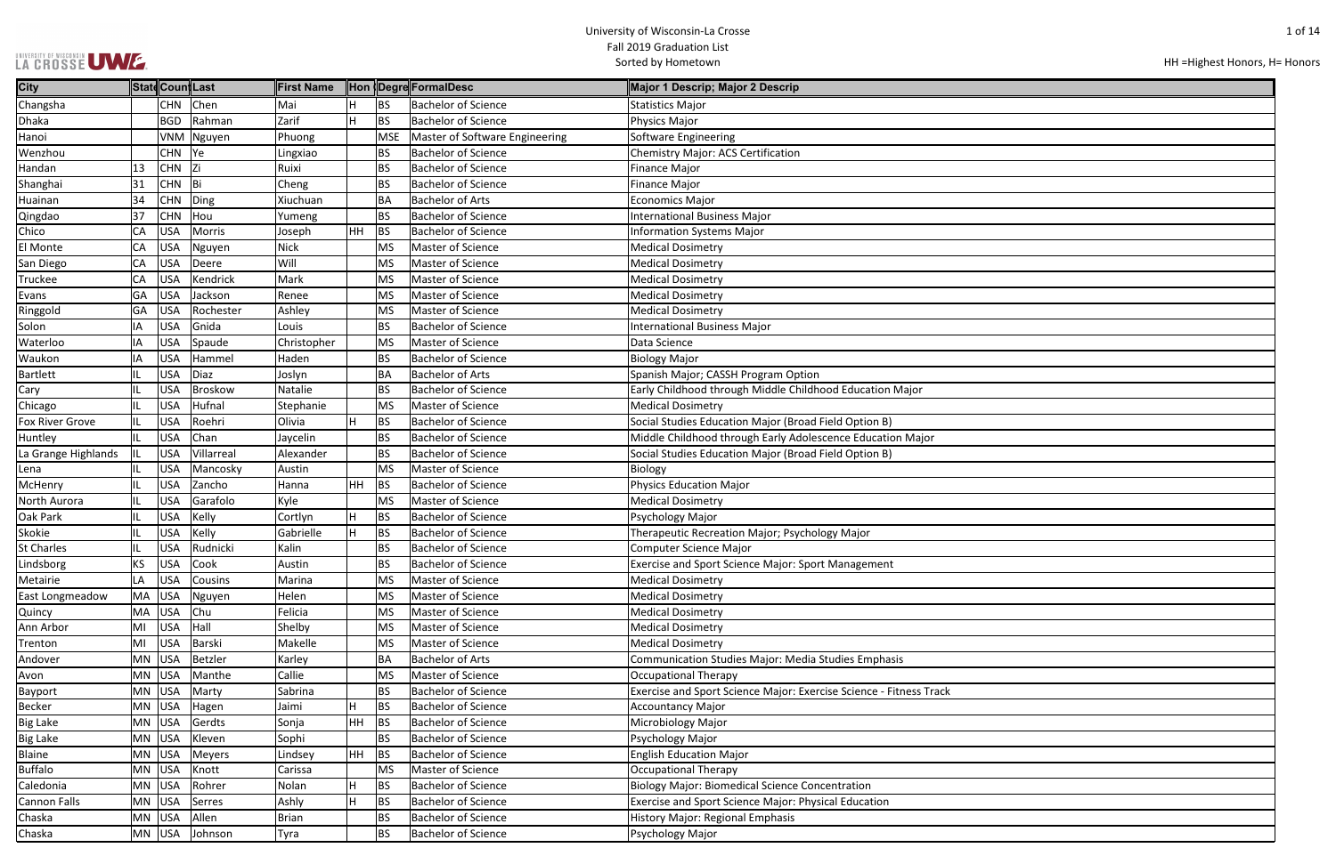# University of Wisconsin-La Crosse

## Fall 2019 Graduation List

Sorted by Hometown

HH =Highest Honors, H= Honors

| City | State | Country | Last | First Name | Hon | Degree | FormalDesc | Major 1 Descrip; Major 2 Descrip |
|---|---|---|---|---|---|---|---|---|
| Changsha | | CHN | Chen | Mai | H | BS | Bachelor of Science | Statistics Major |
| Dhaka | | BGD | Rahman | Zarif | H | BS | Bachelor of Science | Physics Major |
| Hanoi | | VNM | Nguyen | Phuong | | MSE | Master of Software Engineering | Software Engineering |
| Wenzhou | | CHN | Ye | Lingxiao | | BS | Bachelor of Science | Chemistry Major: ACS Certification |
| Handan | 13 | CHN | Zi | Ruixi | | BS | Bachelor of Science | Finance Major |
| Shanghai | 31 | CHN | Bi | Cheng | | BS | Bachelor of Science | Finance Major |
| Huainan | 34 | CHN | Ding | Xiuchuan | | BA | Bachelor of Arts | Economics Major |
| Qingdao | 37 | CHN | Hou | Yumeng | | BS | Bachelor of Science | International Business Major |
| Chico | CA | USA | Morris | Joseph | HH | BS | Bachelor of Science | Information Systems Major |
| El Monte | CA | USA | Nguyen | Nick | | MS | Master of Science | Medical Dosimetry |
| San Diego | CA | USA | Deere | Will | | MS | Master of Science | Medical Dosimetry |
| Truckee | CA | USA | Kendrick | Mark | | MS | Master of Science | Medical Dosimetry |
| Evans | GA | USA | Jackson | Renee | | MS | Master of Science | Medical Dosimetry |
| Ringgold | GA | USA | Rochester | Ashley | | MS | Master of Science | Medical Dosimetry |
| Solon | IA | USA | Gnida | Louis | | BS | Bachelor of Science | International Business Major |
| Waterloo | IA | USA | Spaude | Christopher | | MS | Master of Science | Data Science |
| Waukon | IA | USA | Hammel | Haden | | BS | Bachelor of Science | Biology Major |
| Bartlett | IL | USA | Diaz | Joslyn | | BA | Bachelor of Arts | Spanish Major; CASSH Program Option |
| Cary | IL | USA | Broskow | Natalie | | BS | Bachelor of Science | Early Childhood through Middle Childhood Education Major |
| Chicago | IL | USA | Hufnal | Stephanie | | MS | Master of Science | Medical Dosimetry |
| Fox River Grove | IL | USA | Roehri | Olivia | H | BS | Bachelor of Science | Social Studies Education Major (Broad Field Option B) |
| Huntley | IL | USA | Chan | Jaycelin | | BS | Bachelor of Science | Middle Childhood through Early Adolescence Education Major |
| La Grange Highlands | IL | USA | Villarreal | Alexander | | BS | Bachelor of Science | Social Studies Education Major (Broad Field Option B) |
| Lena | IL | USA | Mancosky | Austin | | MS | Master of Science | Biology |
| McHenry | IL | USA | Zancho | Hanna | HH | BS | Bachelor of Science | Physics Education Major |
| North Aurora | IL | USA | Garafolo | Kyle | | MS | Master of Science | Medical Dosimetry |
| Oak Park | IL | USA | Kelly | Cortlyn | H | BS | Bachelor of Science | Psychology Major |
| Skokie | IL | USA | Kelly | Gabrielle | H | BS | Bachelor of Science | Therapeutic Recreation Major; Psychology Major |
| St Charles | IL | USA | Rudnicki | Kalin | | BS | Bachelor of Science | Computer Science Major |
| Lindsborg | KS | USA | Cook | Austin | | BS | Bachelor of Science | Exercise and Sport Science Major: Sport Management |
| Metairie | LA | USA | Cousins | Marina | | MS | Master of Science | Medical Dosimetry |
| East Longmeadow | MA | USA | Nguyen | Helen | | MS | Master of Science | Medical Dosimetry |
| Quincy | MA | USA | Chu | Felicia | | MS | Master of Science | Medical Dosimetry |
| Ann Arbor | MI | USA | Hall | Shelby | | MS | Master of Science | Medical Dosimetry |
| Trenton | MI | USA | Barski | Makelle | | MS | Master of Science | Medical Dosimetry |
| Andover | MN | USA | Betzler | Karley | | BA | Bachelor of Arts | Communication Studies Major: Media Studies Emphasis |
| Avon | MN | USA | Manthe | Callie | | MS | Master of Science | Occupational Therapy |
| Bayport | MN | USA | Marty | Sabrina | | BS | Bachelor of Science | Exercise and Sport Science Major: Exercise Science - Fitness Track |
| Becker | MN | USA | Hagen | Jaimi | H | BS | Bachelor of Science | Accountancy Major |
| Big Lake | MN | USA | Gerdts | Sonja | HH | BS | Bachelor of Science | Microbiology Major |
| Big Lake | MN | USA | Kleven | Sophi | | BS | Bachelor of Science | Psychology Major |
| Blaine | MN | USA | Meyers | Lindsey | HH | BS | Bachelor of Science | English Education Major |
| Buffalo | MN | USA | Knott | Carissa | | MS | Master of Science | Occupational Therapy |
| Caledonia | MN | USA | Rohrer | Nolan | H | BS | Bachelor of Science | Biology Major: Biomedical Science Concentration |
| Cannon Falls | MN | USA | Serres | Ashly | H | BS | Bachelor of Science | Exercise and Sport Science Major: Physical Education |
| Chaska | MN | USA | Allen | Brian | | BS | Bachelor of Science | History Major: Regional Emphasis |
| Chaska | MN | USA | Johnson | Tyra | | BS | Bachelor of Science | Psychology Major |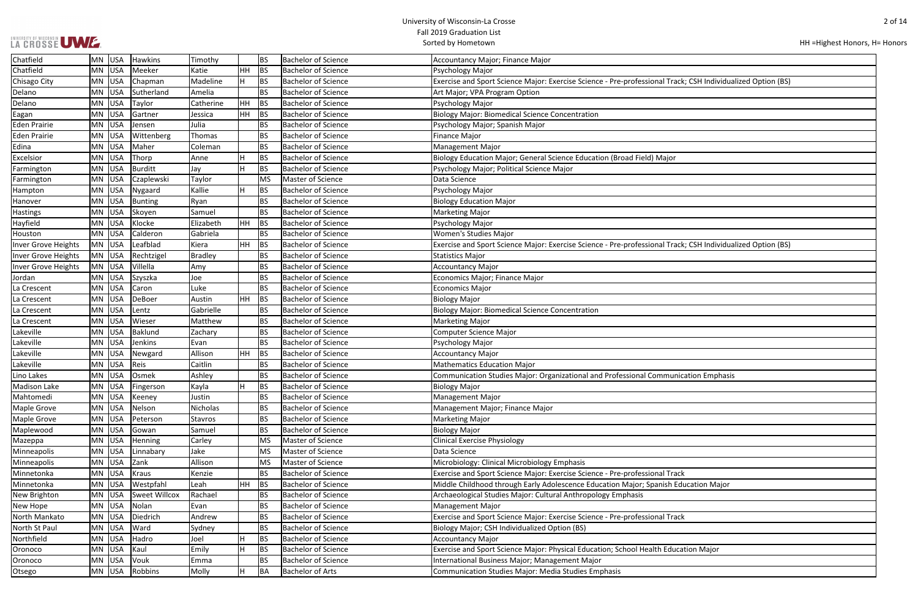| Chatfield | MN | USA | Hawkins | Timothy | | BS | Bachelor of Science | Accountancy Major; Finance Major |
|---|---|---|---|---|---|---|---|---|
| Chatfield | MN | USA | Meeker | Katie | HH | BS | Bachelor of Science | Psychology Major |
| Chisago City | MN | USA | Chapman | Madeline | H | BS | Bachelor of Science | Exercise and Sport Science Major: Exercise Science - Pre-professional Track; CSH Individualized Option (BS) |
| Delano | MN | USA | Sutherland | Amelia | | BS | Bachelor of Science | Art Major; VPA Program Option |
| Delano | MN | USA | Taylor | Catherine | HH | BS | Bachelor of Science | Psychology Major |
| Eagan | MN | USA | Gartner | Jessica | HH | BS | Bachelor of Science | Biology Major: Biomedical Science Concentration |
| Eden Prairie | MN | USA | Jensen | Julia | | BS | Bachelor of Science | Psychology Major; Spanish Major |
| Eden Prairie | MN | USA | Wittenberg | Thomas | | BS | Bachelor of Science | Finance Major |
| Edina | MN | USA | Maher | Coleman | | BS | Bachelor of Science | Management Major |
| Excelsior | MN | USA | Thorp | Anne | H | BS | Bachelor of Science | Biology Education Major; General Science Education (Broad Field) Major |
| Farmington | MN | USA | Burditt | Jay | H | BS | Bachelor of Science | Psychology Major; Political Science Major |
| Farmington | MN | USA | Czaplewski | Taylor | | MS | Master of Science | Data Science |
| Hampton | MN | USA | Nygaard | Kallie | H | BS | Bachelor of Science | Psychology Major |
| Hanover | MN | USA | Bunting | Ryan | | BS | Bachelor of Science | Biology Education Major |
| Hastings | MN | USA | Skoyen | Samuel | | BS | Bachelor of Science | Marketing Major |
| Hayfield | MN | USA | Klocke | Elizabeth | HH | BS | Bachelor of Science | Psychology Major |
| Houston | MN | USA | Calderon | Gabriela | | BS | Bachelor of Science | Women's Studies Major |
| Inver Grove Heights | MN | USA | Leafblad | Kiera | HH | BS | Bachelor of Science | Exercise and Sport Science Major: Exercise Science - Pre-professional Track; CSH Individualized Option (BS) |
| Inver Grove Heights | MN | USA | Rechtzigel | Bradley | | BS | Bachelor of Science | Statistics Major |
| Inver Grove Heights | MN | USA | Villella | Amy | | BS | Bachelor of Science | Accountancy Major |
| Jordan | MN | USA | Szyszka | Joe | | BS | Bachelor of Science | Economics Major; Finance Major |
| La Crescent | MN | USA | Caron | Luke | | BS | Bachelor of Science | Economics Major |
| La Crescent | MN | USA | DeBoer | Austin | HH | BS | Bachelor of Science | Biology Major |
| La Crescent | MN | USA | Lentz | Gabrielle | | BS | Bachelor of Science | Biology Major: Biomedical Science Concentration |
| La Crescent | MN | USA | Wieser | Matthew | | BS | Bachelor of Science | Marketing Major |
| Lakeville | MN | USA | Baklund | Zachary | | BS | Bachelor of Science | Computer Science Major |
| Lakeville | MN | USA | Jenkins | Evan | | BS | Bachelor of Science | Psychology Major |
| Lakeville | MN | USA | Newgard | Allison | HH | BS | Bachelor of Science | Accountancy Major |
| Lakeville | MN | USA | Reis | Caitlin | | BS | Bachelor of Science | Mathematics Education Major |
| Lino Lakes | MN | USA | Osmek | Ashley | | BS | Bachelor of Science | Communication Studies Major: Organizational and Professional Communication Emphasis |
| Madison Lake | MN | USA | Fingerson | Kayla | H | BS | Bachelor of Science | Biology Major |
| Mahtomedi | MN | USA | Keeney | Justin | | BS | Bachelor of Science | Management Major |
| Maple Grove | MN | USA | Nelson | Nicholas | | BS | Bachelor of Science | Management Major; Finance Major |
| Maple Grove | MN | USA | Peterson | Stavros | | BS | Bachelor of Science | Marketing Major |
| Maplewood | MN | USA | Gowan | Samuel | | BS | Bachelor of Science | Biology Major |
| Mazeppa | MN | USA | Henning | Carley | | MS | Master of Science | Clinical Exercise Physiology |
| Minneapolis | MN | USA | Linnabary | Jake | | MS | Master of Science | Data Science |
| Minneapolis | MN | USA | Zank | Allison | | MS | Master of Science | Microbiology: Clinical Microbiology Emphasis |
| Minnetonka | MN | USA | Kraus | Kenzie | | BS | Bachelor of Science | Exercise and Sport Science Major: Exercise Science - Pre-professional Track |
| Minnetonka | MN | USA | Westpfahl | Leah | HH | BS | Bachelor of Science | Middle Childhood through Early Adolescence Education Major; Spanish Education Major |
| New Brighton | MN | USA | Sweet Willcox | Rachael | | BS | Bachelor of Science | Archaeological Studies Major: Cultural Anthropology Emphasis |
| New Hope | MN | USA | Nolan | Evan | | BS | Bachelor of Science | Management Major |
| North Mankato | MN | USA | Diedrich | Andrew | | BS | Bachelor of Science | Exercise and Sport Science Major: Exercise Science - Pre-professional Track |
| North St Paul | MN | USA | Ward | Sydney | | BS | Bachelor of Science | Biology Major; CSH Individualized Option (BS) |
| Northfield | MN | USA | Hadro | Joel | H | BS | Bachelor of Science | Accountancy Major |
| Oronoco | MN | USA | Kaul | Emily | H | BS | Bachelor of Science | Exercise and Sport Science Major: Physical Education; School Health Education Major |
| Oronoco | MN | USA | Vouk | Emma | | BS | Bachelor of Science | International Business Major; Management Major |
| Otsego | MN | USA | Robbins | Molly | H | BA | Bachelor of Arts | Communication Studies Major: Media Studies Emphasis |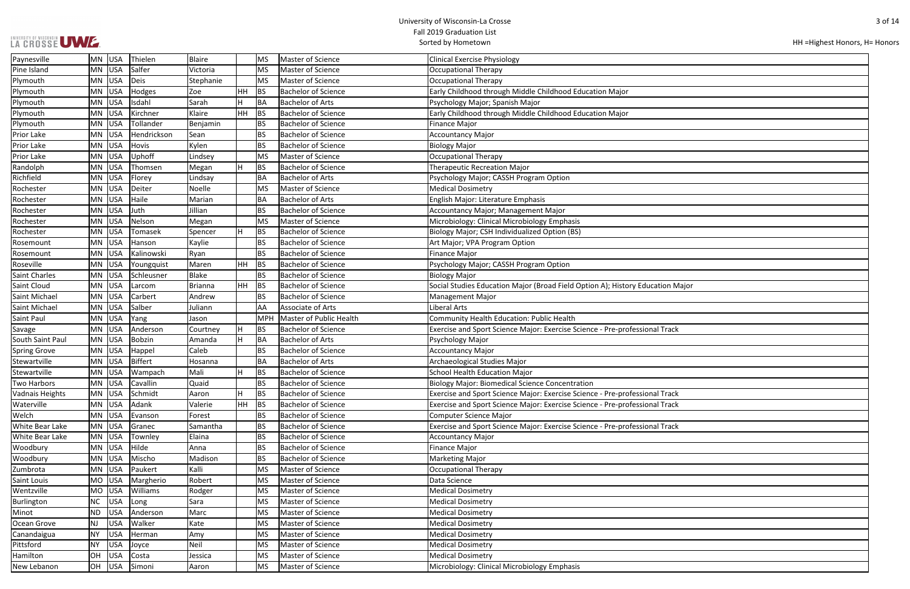| Paynesville | MN | USA | Thielen | Blaire | | MS | Master of Science | Clinical Exercise Physiology |
|---|---|---|---|---|---|---|---|---|
| Pine Island | MN | USA | Salfer | Victoria | | MS | Master of Science | Occupational Therapy |
| Plymouth | MN | USA | Deis | Stephanie | | MS | Master of Science | Occupational Therapy |
| Plymouth | MN | USA | Hodges | Zoe | HH | BS | Bachelor of Science | Early Childhood through Middle Childhood Education Major |
| Plymouth | MN | USA | Isdahl | Sarah | H | BA | Bachelor of Arts | Psychology Major; Spanish Major |
| Plymouth | MN | USA | Kirchner | Klaire | HH | BS | Bachelor of Science | Early Childhood through Middle Childhood Education Major |
| Plymouth | MN | USA | Tollander | Benjamin | | BS | Bachelor of Science | Finance Major |
| Prior Lake | MN | USA | Hendrickson | Sean | | BS | Bachelor of Science | Accountancy Major |
| Prior Lake | MN | USA | Hovis | Kylen | | BS | Bachelor of Science | Biology Major |
| Prior Lake | MN | USA | Uphoff | Lindsey | | MS | Master of Science | Occupational Therapy |
| Randolph | MN | USA | Thomsen | Megan | H | BS | Bachelor of Science | Therapeutic Recreation Major |
| Richfield | MN | USA | Florey | Lindsay | | BA | Bachelor of Arts | Psychology Major; CASSH Program Option |
| Rochester | MN | USA | Deiter | Noelle | | MS | Master of Science | Medical Dosimetry |
| Rochester | MN | USA | Haile | Marian | | BA | Bachelor of Arts | English Major: Literature Emphasis |
| Rochester | MN | USA | Juth | Jillian | | BS | Bachelor of Science | Accountancy Major; Management Major |
| Rochester | MN | USA | Nelson | Megan | | MS | Master of Science | Microbiology: Clinical Microbiology Emphasis |
| Rochester | MN | USA | Tomasek | Spencer | H | BS | Bachelor of Science | Biology Major; CSH Individualized Option (BS) |
| Rosemount | MN | USA | Hanson | Kaylie | | BS | Bachelor of Science | Art Major; VPA Program Option |
| Rosemount | MN | USA | Kalinowski | Ryan | | BS | Bachelor of Science | Finance Major |
| Roseville | MN | USA | Youngquist | Maren | HH | BS | Bachelor of Science | Psychology Major; CASSH Program Option |
| Saint Charles | MN | USA | Schleusner | Blake | | BS | Bachelor of Science | Biology Major |
| Saint Cloud | MN | USA | Larcom | Brianna | HH | BS | Bachelor of Science | Social Studies Education Major (Broad Field Option A); History Education Major |
| Saint Michael | MN | USA | Carbert | Andrew | | BS | Bachelor of Science | Management Major |
| Saint Michael | MN | USA | Salber | Juliann | | AA | Associate of Arts | Liberal Arts |
| Saint Paul | MN | USA | Yang | Jason | | MPH | Master of Public Health | Community Health Education: Public Health |
| Savage | MN | USA | Anderson | Courtney | H | BS | Bachelor of Science | Exercise and Sport Science Major: Exercise Science - Pre-professional Track |
| South Saint Paul | MN | USA | Bobzin | Amanda | H | BA | Bachelor of Arts | Psychology Major |
| Spring Grove | MN | USA | Happel | Caleb | | BS | Bachelor of Science | Accountancy Major |
| Stewartville | MN | USA | Biffert | Hosanna | | BA | Bachelor of Arts | Archaeological Studies Major |
| Stewartville | MN | USA | Wampach | Mali | H | BS | Bachelor of Science | School Health Education Major |
| Two Harbors | MN | USA | Cavallin | Quaid | | BS | Bachelor of Science | Biology Major: Biomedical Science Concentration |
| Vadnais Heights | MN | USA | Schmidt | Aaron | H | BS | Bachelor of Science | Exercise and Sport Science Major: Exercise Science - Pre-professional Track |
| Waterville | MN | USA | Adank | Valerie | HH | BS | Bachelor of Science | Exercise and Sport Science Major: Exercise Science - Pre-professional Track |
| Welch | MN | USA | Evanson | Forest | | BS | Bachelor of Science | Computer Science Major |
| White Bear Lake | MN | USA | Granec | Samantha | | BS | Bachelor of Science | Exercise and Sport Science Major: Exercise Science - Pre-professional Track |
| White Bear Lake | MN | USA | Townley | Elaina | | BS | Bachelor of Science | Accountancy Major |
| Woodbury | MN | USA | Hilde | Anna | | BS | Bachelor of Science | Finance Major |
| Woodbury | MN | USA | Mischo | Madison | | BS | Bachelor of Science | Marketing Major |
| Zumbrota | MN | USA | Paukert | Kalli | | MS | Master of Science | Occupational Therapy |
| Saint Louis | MO | USA | Margherio | Robert | | MS | Master of Science | Data Science |
| Wentzville | MO | USA | Williams | Rodger | | MS | Master of Science | Medical Dosimetry |
| Burlington | NC | USA | Long | Sara | | MS | Master of Science | Medical Dosimetry |
| Minot | ND | USA | Anderson | Marc | | MS | Master of Science | Medical Dosimetry |
| Ocean Grove | NJ | USA | Walker | Kate | | MS | Master of Science | Medical Dosimetry |
| Canandaigua | NY | USA | Herman | Amy | | MS | Master of Science | Medical Dosimetry |
| Pittsford | NY | USA | Joyce | Neil | | MS | Master of Science | Medical Dosimetry |
| Hamilton | OH | USA | Costa | Jessica | | MS | Master of Science | Medical Dosimetry |
| New Lebanon | OH | USA | Simoni | Aaron | | MS | Master of Science | Microbiology: Clinical Microbiology Emphasis |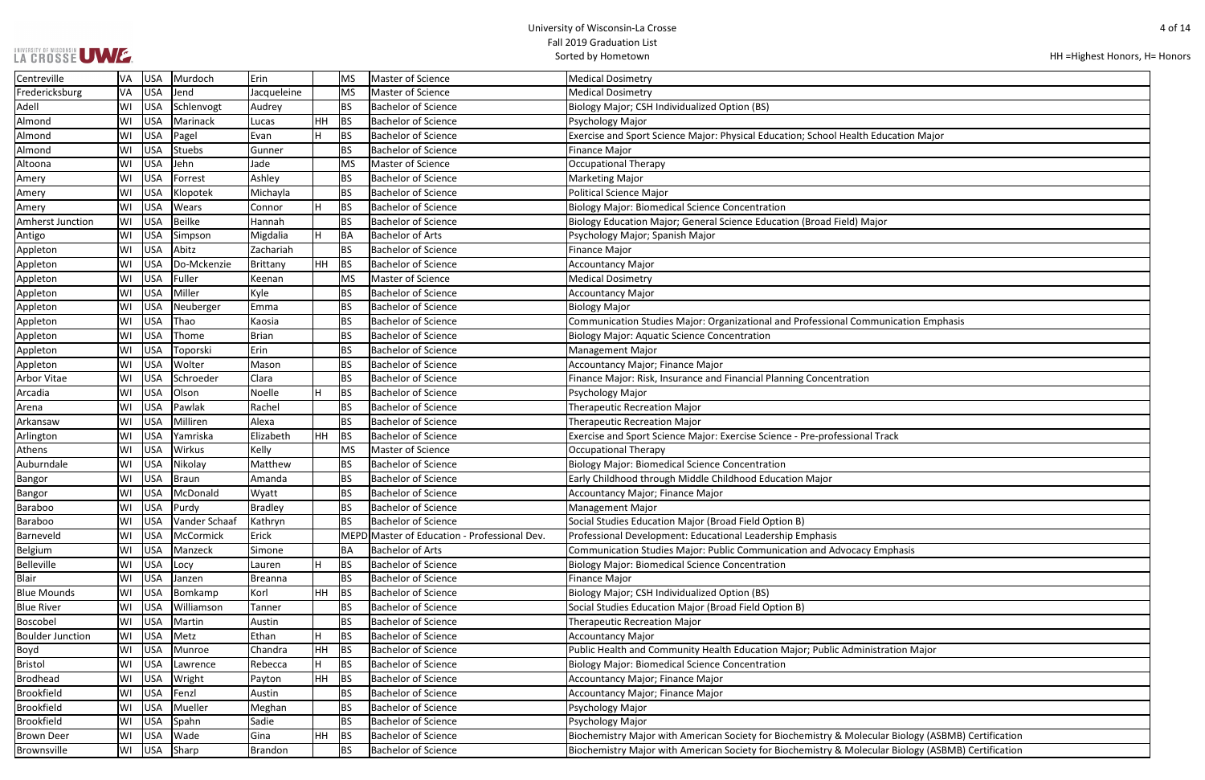HH =Highest Honors, H= Honors

| Centreville | VA | USA | Murdoch | Erin | | MS | Master of Science | Medical Dosimetry |
|---|---|---|---|---|---|---|---|---|
| Fredericksburg | VA | USA | Jend | Jacqueleine | | MS | Master of Science | Medical Dosimetry |
| Adell | WI | USA | Schlenvogt | Audrey | | BS | Bachelor of Science | Biology Major; CSH Individualized Option (BS) |
| Almond | WI | USA | Marinack | Lucas | HH | BS | Bachelor of Science | Psychology Major |
| Almond | WI | USA | Pagel | Evan | H | BS | Bachelor of Science | Exercise and Sport Science Major: Physical Education; School Health Education Major |
| Almond | WI | USA | Stuebs | Gunner | | BS | Bachelor of Science | Finance Major |
| Altoona | WI | USA | Jehn | Jade | | MS | Master of Science | Occupational Therapy |
| Amery | WI | USA | Forrest | Ashley | | BS | Bachelor of Science | Marketing Major |
| Amery | WI | USA | Klopotek | Michayla | | BS | Bachelor of Science | Political Science Major |
| Amery | WI | USA | Wears | Connor | H | BS | Bachelor of Science | Biology Major: Biomedical Science Concentration |
| Amherst Junction | WI | USA | Beilke | Hannah | | BS | Bachelor of Science | Biology Education Major; General Science Education (Broad Field) Major |
| Antigo | WI | USA | Simpson | Migdalia | H | BA | Bachelor of Arts | Psychology Major; Spanish Major |
| Appleton | WI | USA | Abitz | Zachariah | | BS | Bachelor of Science | Finance Major |
| Appleton | WI | USA | Do-Mckenzie | Brittany | HH | BS | Bachelor of Science | Accountancy Major |
| Appleton | WI | USA | Fuller | Keenan | | MS | Master of Science | Medical Dosimetry |
| Appleton | WI | USA | Miller | Kyle | | BS | Bachelor of Science | Accountancy Major |
| Appleton | WI | USA | Neuberger | Emma | | BS | Bachelor of Science | Biology Major |
| Appleton | WI | USA | Thao | Kaosia | | BS | Bachelor of Science | Communication Studies Major: Organizational and Professional Communication Emphasis |
| Appleton | WI | USA | Thome | Brian | | BS | Bachelor of Science | Biology Major: Aquatic Science Concentration |
| Appleton | WI | USA | Toporski | Erin | | BS | Bachelor of Science | Management Major |
| Appleton | WI | USA | Wolter | Mason | | BS | Bachelor of Science | Accountancy Major; Finance Major |
| Arbor Vitae | WI | USA | Schroeder | Clara | | BS | Bachelor of Science | Finance Major: Risk, Insurance and Financial Planning Concentration |
| Arcadia | WI | USA | Olson | Noelle | H | BS | Bachelor of Science | Psychology Major |
| Arena | WI | USA | Pawlak | Rachel | | BS | Bachelor of Science | Therapeutic Recreation Major |
| Arkansaw | WI | USA | Milliren | Alexa | | BS | Bachelor of Science | Therapeutic Recreation Major |
| Arlington | WI | USA | Yamriska | Elizabeth | HH | BS | Bachelor of Science | Exercise and Sport Science Major: Exercise Science - Pre-professional Track |
| Athens | WI | USA | Wirkus | Kelly | | MS | Master of Science | Occupational Therapy |
| Auburndale | WI | USA | Nikolay | Matthew | | BS | Bachelor of Science | Biology Major: Biomedical Science Concentration |
| Bangor | WI | USA | Braun | Amanda | | BS | Bachelor of Science | Early Childhood through Middle Childhood Education Major |
| Bangor | WI | USA | McDonald | Wyatt | | BS | Bachelor of Science | Accountancy Major; Finance Major |
| Baraboo | WI | USA | Purdy | Bradley | | BS | Bachelor of Science | Management Major |
| Baraboo | WI | USA | Vander Schaaf | Kathryn | | BS | Bachelor of Science | Social Studies Education Major (Broad Field Option B) |
| Barneveld | WI | USA | McCormick | Erick | | MEPD | Master of Education - Professional Dev. | Professional Development: Educational Leadership Emphasis |
| Belgium | WI | USA | Manzeck | Simone | | BA | Bachelor of Arts | Communication Studies Major: Public Communication and Advocacy Emphasis |
| Belleville | WI | USA | Locy | Lauren | H | BS | Bachelor of Science | Biology Major: Biomedical Science Concentration |
| Blair | WI | USA | Janzen | Breanna | | BS | Bachelor of Science | Finance Major |
| Blue Mounds | WI | USA | Bomkamp | Korl | HH | BS | Bachelor of Science | Biology Major; CSH Individualized Option (BS) |
| Blue River | WI | USA | Williamson | Tanner | | BS | Bachelor of Science | Social Studies Education Major (Broad Field Option B) |
| Boscobel | WI | USA | Martin | Austin | | BS | Bachelor of Science | Therapeutic Recreation Major |
| Boulder Junction | WI | USA | Metz | Ethan | H | BS | Bachelor of Science | Accountancy Major |
| Boyd | WI | USA | Munroe | Chandra | HH | BS | Bachelor of Science | Public Health and Community Health Education Major; Public Administration Major |
| Bristol | WI | USA | Lawrence | Rebecca | H | BS | Bachelor of Science | Biology Major: Biomedical Science Concentration |
| Brodhead | WI | USA | Wright | Payton | HH | BS | Bachelor of Science | Accountancy Major; Finance Major |
| Brookfield | WI | USA | Fenzl | Austin | | BS | Bachelor of Science | Accountancy Major; Finance Major |
| Brookfield | WI | USA | Mueller | Meghan | | BS | Bachelor of Science | Psychology Major |
| Brookfield | WI | USA | Spahn | Sadie | | BS | Bachelor of Science | Psychology Major |
| Brown Deer | WI | USA | Wade | Gina | HH | BS | Bachelor of Science | Biochemistry Major with American Society for Biochemistry & Molecular Biology (ASBMB) Certification |
| Brownsville | WI | USA | Sharp | Brandon | | BS | Bachelor of Science | Biochemistry Major with American Society for Biochemistry & Molecular Biology (ASBMB) Certification |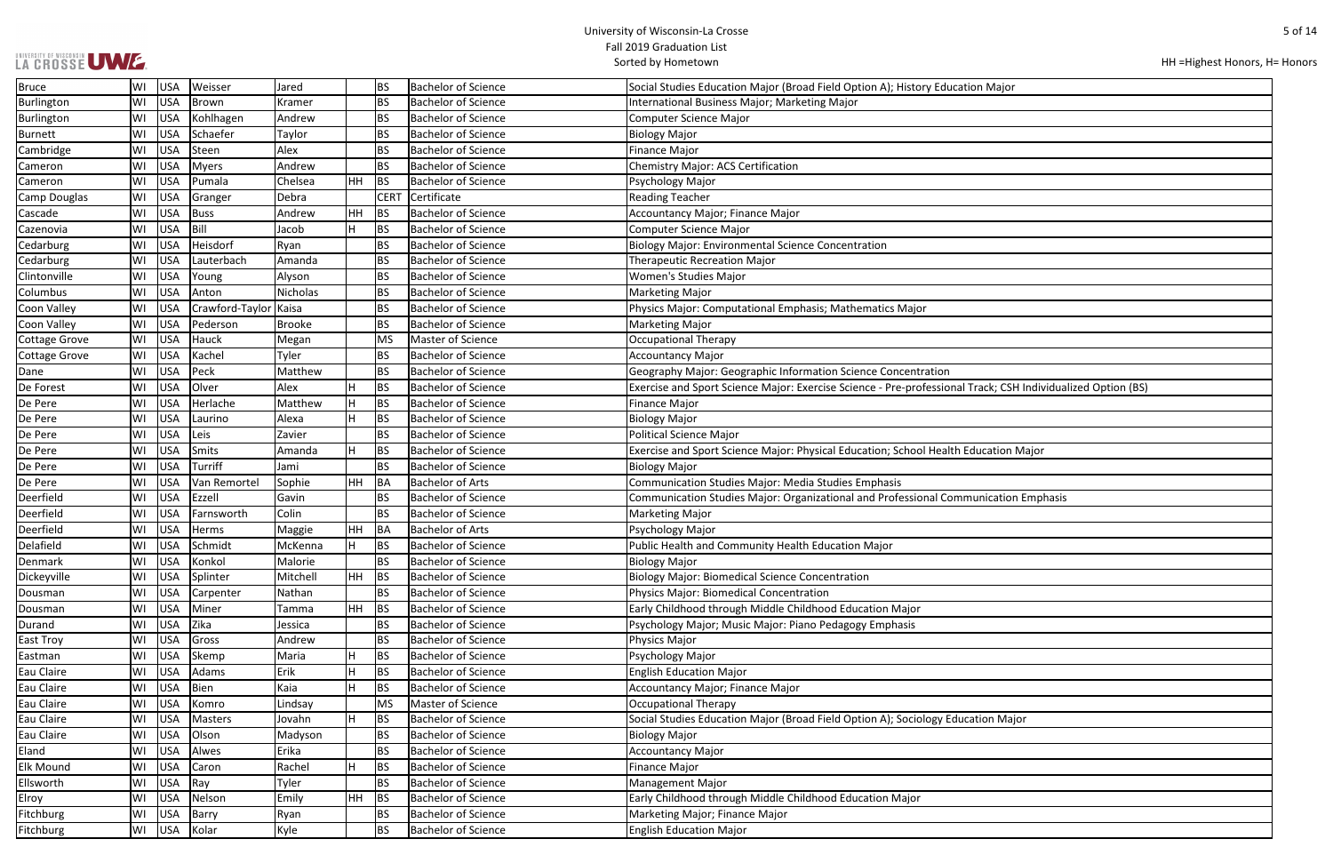| Bruce | WI | USA | Weisser | Jared | | BS | Bachelor of Science | Social Studies Education Major (Broad Field Option A); History Education Major |
|---|---|---|---|---|---|---|---|---|
| Burlington | WI | USA | Brown | Kramer | | BS | Bachelor of Science | International Business Major; Marketing Major |
| Burlington | WI | USA | Kohlhagen | Andrew | | BS | Bachelor of Science | Computer Science Major |
| Burnett | WI | USA | Schaefer | Taylor | | BS | Bachelor of Science | Biology Major |
| Cambridge | WI | USA | Steen | Alex | | BS | Bachelor of Science | Finance Major |
| Cameron | WI | USA | Myers | Andrew | | BS | Bachelor of Science | Chemistry Major: ACS Certification |
| Cameron | WI | USA | Pumala | Chelsea | HH | BS | Bachelor of Science | Psychology Major |
| Camp Douglas | WI | USA | Granger | Debra | | CERT | Certificate | Reading Teacher |
| Cascade | WI | USA | Buss | Andrew | HH | BS | Bachelor of Science | Accountancy Major; Finance Major |
| Cazenovia | WI | USA | Bill | Jacob | H | BS | Bachelor of Science | Computer Science Major |
| Cedarburg | WI | USA | Heisdorf | Ryan | | BS | Bachelor of Science | Biology Major: Environmental Science Concentration |
| Cedarburg | WI | USA | Lauterbach | Amanda | | BS | Bachelor of Science | Therapeutic Recreation Major |
| Clintonville | WI | USA | Young | Alyson | | BS | Bachelor of Science | Women's Studies Major |
| Columbus | WI | USA | Anton | Nicholas | | BS | Bachelor of Science | Marketing Major |
| Coon Valley | WI | USA | Crawford-Taylor | Kaisa | | BS | Bachelor of Science | Physics Major: Computational Emphasis; Mathematics Major |
| Coon Valley | WI | USA | Pederson | Brooke | | BS | Bachelor of Science | Marketing Major |
| Cottage Grove | WI | USA | Hauck | Megan | | MS | Master of Science | Occupational Therapy |
| Cottage Grove | WI | USA | Kachel | Tyler | | BS | Bachelor of Science | Accountancy Major |
| Dane | WI | USA | Peck | Matthew | | BS | Bachelor of Science | Geography Major: Geographic Information Science Concentration |
| De Forest | WI | USA | Olver | Alex | H | BS | Bachelor of Science | Exercise and Sport Science Major: Exercise Science - Pre-professional Track; CSH Individualized Option (BS) |
| De Pere | WI | USA | Herlache | Matthew | H | BS | Bachelor of Science | Finance Major |
| De Pere | WI | USA | Laurino | Alexa | H | BS | Bachelor of Science | Biology Major |
| De Pere | WI | USA | Leis | Zavier | | BS | Bachelor of Science | Political Science Major |
| De Pere | WI | USA | Smits | Amanda | H | BS | Bachelor of Science | Exercise and Sport Science Major: Physical Education; School Health Education Major |
| De Pere | WI | USA | Turriff | Jami | | BS | Bachelor of Science | Biology Major |
| De Pere | WI | USA | Van Remortel | Sophie | HH | BA | Bachelor of Arts | Communication Studies Major: Media Studies Emphasis |
| Deerfield | WI | USA | Ezzell | Gavin | | BS | Bachelor of Science | Communication Studies Major: Organizational and Professional Communication Emphasis |
| Deerfield | WI | USA | Farnsworth | Colin | | BS | Bachelor of Science | Marketing Major |
| Deerfield | WI | USA | Herms | Maggie | HH | BA | Bachelor of Arts | Psychology Major |
| Delafield | WI | USA | Schmidt | McKenna | H | BS | Bachelor of Science | Public Health and Community Health Education Major |
| Denmark | WI | USA | Konkol | Malorie | | BS | Bachelor of Science | Biology Major |
| Dickeyville | WI | USA | Splinter | Mitchell | HH | BS | Bachelor of Science | Biology Major: Biomedical Science Concentration |
| Dousman | WI | USA | Carpenter | Nathan | | BS | Bachelor of Science | Physics Major: Biomedical Concentration |
| Dousman | WI | USA | Miner | Tamma | HH | BS | Bachelor of Science | Early Childhood through Middle Childhood Education Major |
| Durand | WI | USA | Zika | Jessica | | BS | Bachelor of Science | Psychology Major; Music Major: Piano Pedagogy Emphasis |
| East Troy | WI | USA | Gross | Andrew | | BS | Bachelor of Science | Physics Major |
| Eastman | WI | USA | Skemp | Maria | H | BS | Bachelor of Science | Psychology Major |
| Eau Claire | WI | USA | Adams | Erik | H | BS | Bachelor of Science | English Education Major |
| Eau Claire | WI | USA | Bien | Kaia | H | BS | Bachelor of Science | Accountancy Major; Finance Major |
| Eau Claire | WI | USA | Komro | Lindsay | | MS | Master of Science | Occupational Therapy |
| Eau Claire | WI | USA | Masters | Jovahn | H | BS | Bachelor of Science | Social Studies Education Major (Broad Field Option A); Sociology Education Major |
| Eau Claire | WI | USA | Olson | Madyson | | BS | Bachelor of Science | Biology Major |
| Eland | WI | USA | Alwes | Erika | | BS | Bachelor of Science | Accountancy Major |
| Elk Mound | WI | USA | Caron | Rachel | H | BS | Bachelor of Science | Finance Major |
| Ellsworth | WI | USA | Ray | Tyler | | BS | Bachelor of Science | Management Major |
| Elroy | WI | USA | Nelson | Emily | HH | BS | Bachelor of Science | Early Childhood through Middle Childhood Education Major |
| Fitchburg | WI | USA | Barry | Ryan | | BS | Bachelor of Science | Marketing Major; Finance Major |
| Fitchburg | WI | USA | Kolar | Kyle | | BS | Bachelor of Science | English Education Major |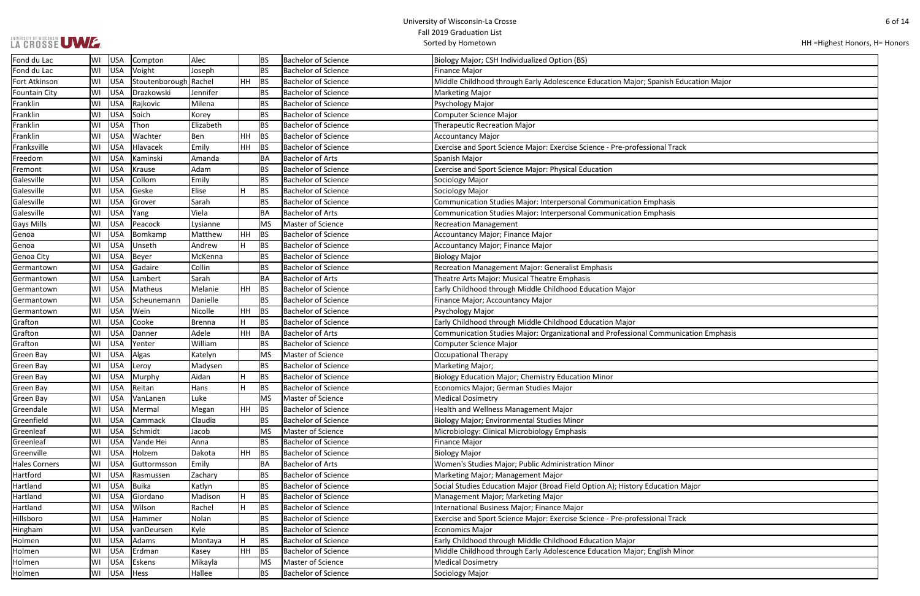# University of Wisconsin-La Crosse
## Fall 2019 Graduation List
### Sorted by Hometown

HH =Highest Honors, H= Honors

| | | | | | | | | |
|---|---|---|---|---|---|---|---|---|
| Fond du Lac | WI | USA | Compton | Alec | | BS | Bachelor of Science | Biology Major; CSH Individualized Option (BS) |
| Fond du Lac | WI | USA | Voight | Joseph | | BS | Bachelor of Science | Finance Major |
| Fort Atkinson | WI | USA | Stoutenborough | Rachel | HH | BS | Bachelor of Science | Middle Childhood through Early Adolescence Education Major; Spanish Education Major |
| Fountain City | WI | USA | Drazkowski | Jennifer | | BS | Bachelor of Science | Marketing Major |
| Franklin | WI | USA | Rajkovic | Milena | | BS | Bachelor of Science | Psychology Major |
| Franklin | WI | USA | Soich | Korey | | BS | Bachelor of Science | Computer Science Major |
| Franklin | WI | USA | Thon | Elizabeth | | BS | Bachelor of Science | Therapeutic Recreation Major |
| Franklin | WI | USA | Wachter | Ben | HH | BS | Bachelor of Science | Accountancy Major |
| Franksville | WI | USA | Hlavacek | Emily | HH | BS | Bachelor of Science | Exercise and Sport Science Major: Exercise Science - Pre-professional Track |
| Freedom | WI | USA | Kaminski | Amanda | | BA | Bachelor of Arts | Spanish Major |
| Fremont | WI | USA | Krause | Adam | | BS | Bachelor of Science | Exercise and Sport Science Major: Physical Education |
| Galesville | WI | USA | Collom | Emily | | BS | Bachelor of Science | Sociology Major |
| Galesville | WI | USA | Geske | Elise | H | BS | Bachelor of Science | Sociology Major |
| Galesville | WI | USA | Grover | Sarah | | BS | Bachelor of Science | Communication Studies Major: Interpersonal Communication Emphasis |
| Galesville | WI | USA | Yang | Viela | | BA | Bachelor of Arts | Communication Studies Major: Interpersonal Communication Emphasis |
| Gays Mills | WI | USA | Peacock | Lysianne | | MS | Master of Science | Recreation Management |
| Genoa | WI | USA | Bomkamp | Matthew | HH | BS | Bachelor of Science | Accountancy Major; Finance Major |
| Genoa | WI | USA | Unseth | Andrew | H | BS | Bachelor of Science | Accountancy Major; Finance Major |
| Genoa City | WI | USA | Beyer | McKenna | | BS | Bachelor of Science | Biology Major |
| Germantown | WI | USA | Gadaire | Collin | | BS | Bachelor of Science | Recreation Management Major: Generalist Emphasis |
| Germantown | WI | USA | Lambert | Sarah | | BA | Bachelor of Arts | Theatre Arts Major: Musical Theatre Emphasis |
| Germantown | WI | USA | Matheus | Melanie | HH | BS | Bachelor of Science | Early Childhood through Middle Childhood Education Major |
| Germantown | WI | USA | Scheunemann | Danielle | | BS | Bachelor of Science | Finance Major; Accountancy Major |
| Germantown | WI | USA | Wein | Nicolle | HH | BS | Bachelor of Science | Psychology Major |
| Grafton | WI | USA | Cooke | Brenna | H | BS | Bachelor of Science | Early Childhood through Middle Childhood Education Major |
| Grafton | WI | USA | Danner | Adele | HH | BA | Bachelor of Arts | Communication Studies Major: Organizational and Professional Communication Emphasis |
| Grafton | WI | USA | Yenter | William | | BS | Bachelor of Science | Computer Science Major |
| Green Bay | WI | USA | Algas | Katelyn | | MS | Master of Science | Occupational Therapy |
| Green Bay | WI | USA | Leroy | Madysen | | BS | Bachelor of Science | Marketing Major; |
| Green Bay | WI | USA | Murphy | Aidan | H | BS | Bachelor of Science | Biology Education Major; Chemistry Education Minor |
| Green Bay | WI | USA | Reitan | Hans | H | BS | Bachelor of Science | Economics Major; German Studies Major |
| Green Bay | WI | USA | VanLanen | Luke | | MS | Master of Science | Medical Dosimetry |
| Greendale | WI | USA | Mermal | Megan | HH | BS | Bachelor of Science | Health and Wellness Management Major |
| Greenfield | WI | USA | Cammack | Claudia | | BS | Bachelor of Science | Biology Major; Environmental Studies Minor |
| Greenleaf | WI | USA | Schmidt | Jacob | | MS | Master of Science | Microbiology: Clinical Microbiology Emphasis |
| Greenleaf | WI | USA | Vande Hei | Anna | | BS | Bachelor of Science | Finance Major |
| Greenville | WI | USA | Holzem | Dakota | HH | BS | Bachelor of Science | Biology Major |
| Hales Corners | WI | USA | Guttormsson | Emily | | BA | Bachelor of Arts | Women's Studies Major; Public Administration Minor |
| Hartford | WI | USA | Rasmussen | Zachary | | BS | Bachelor of Science | Marketing Major; Management Major |
| Hartland | WI | USA | Buika | Katlyn | | BS | Bachelor of Science | Social Studies Education Major (Broad Field Option A); History Education Major |
| Hartland | WI | USA | Giordano | Madison | H | BS | Bachelor of Science | Management Major; Marketing Major |
| Hartland | WI | USA | Wilson | Rachel | H | BS | Bachelor of Science | International Business Major; Finance Major |
| Hillsboro | WI | USA | Hammer | Nolan | | BS | Bachelor of Science | Exercise and Sport Science Major: Exercise Science - Pre-professional Track |
| Hingham | WI | USA | vanDeursen | Kyle | | BS | Bachelor of Science | Economics Major |
| Holmen | WI | USA | Adams | Montaya | H | BS | Bachelor of Science | Early Childhood through Middle Childhood Education Major |
| Holmen | WI | USA | Erdman | Kasey | HH | BS | Bachelor of Science | Middle Childhood through Early Adolescence Education Major; English Minor |
| Holmen | WI | USA | Eskens | Mikayla | | MS | Master of Science | Medical Dosimetry |
| Holmen | WI | USA | Hess | Hallee | | BS | Bachelor of Science | Sociology Major |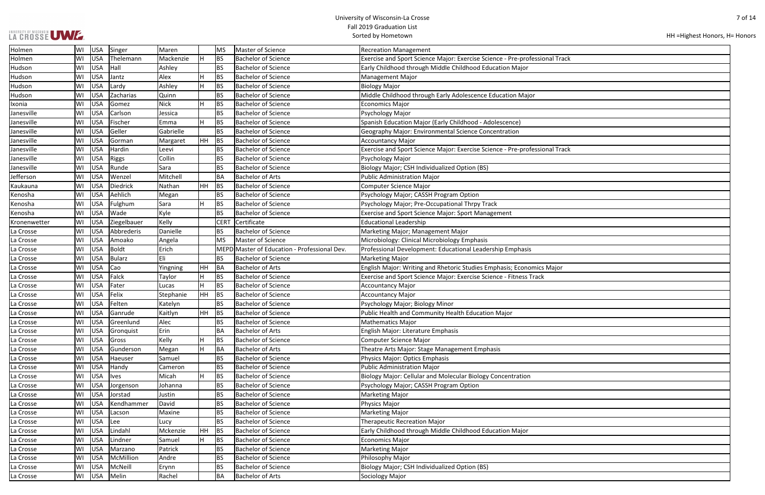# University of Wisconsin-La Crosse
## Fall 2019 Graduation List
### Sorted by Hometown

HH =Highest Honors, H= Honors

| Hometown | State | Country | Last Name | First Name | Honors | Degree | Degree Name | Major |
|---|---|---|---|---|---|---|---|---|
| Holmen | WI | USA | Singer | Maren | | MS | Master of Science | Recreation Management |
| Holmen | WI | USA | Thelemann | Mackenzie | H | BS | Bachelor of Science | Exercise and Sport Science Major: Exercise Science - Pre-professional Track |
| Hudson | WI | USA | Hall | Ashley | | BS | Bachelor of Science | Early Childhood through Middle Childhood Education Major |
| Hudson | WI | USA | Jantz | Alex | H | BS | Bachelor of Science | Management Major |
| Hudson | WI | USA | Lardy | Ashley | H | BS | Bachelor of Science | Biology Major |
| Hudson | WI | USA | Zacharias | Quinn | | BS | Bachelor of Science | Middle Childhood through Early Adolescence Education Major |
| Ixonia | WI | USA | Gomez | Nick | H | BS | Bachelor of Science | Economics Major |
| Janesville | WI | USA | Carlson | Jessica | | BS | Bachelor of Science | Psychology Major |
| Janesville | WI | USA | Fischer | Emma | H | BS | Bachelor of Science | Spanish Education Major (Early Childhood - Adolescence) |
| Janesville | WI | USA | Geller | Gabrielle | | BS | Bachelor of Science | Geography Major: Environmental Science Concentration |
| Janesville | WI | USA | Gorman | Margaret | HH | BS | Bachelor of Science | Accountancy Major |
| Janesville | WI | USA | Hardin | Leevi | | BS | Bachelor of Science | Exercise and Sport Science Major: Exercise Science - Pre-professional Track |
| Janesville | WI | USA | Riggs | Collin | | BS | Bachelor of Science | Psychology Major |
| Janesville | WI | USA | Runde | Sara | | BS | Bachelor of Science | Biology Major; CSH Individualized Option (BS) |
| Jefferson | WI | USA | Wenzel | Mitchell | | BA | Bachelor of Arts | Public Administration Major |
| Kaukauna | WI | USA | Diedrick | Nathan | HH | BS | Bachelor of Science | Computer Science Major |
| Kenosha | WI | USA | Aehlich | Megan | | BS | Bachelor of Science | Psychology Major; CASSH Program Option |
| Kenosha | WI | USA | Fulghum | Sara | H | BS | Bachelor of Science | Psychology Major; Pre-Occupational Thrpy Track |
| Kenosha | WI | USA | Wade | Kyle | | BS | Bachelor of Science | Exercise and Sport Science Major: Sport Management |
| Kronenwetter | WI | USA | Ziegelbauer | Kelly | | CERT | Certificate | Educational Leadership |
| La Crosse | WI | USA | Abbrederis | Danielle | | BS | Bachelor of Science | Marketing Major; Management Major |
| La Crosse | WI | USA | Amoako | Angela | | MS | Master of Science | Microbiology: Clinical Microbiology Emphasis |
| La Crosse | WI | USA | Boldt | Erich | | MEPD | Master of Education - Professional Dev. | Professional Development: Educational Leadership Emphasis |
| La Crosse | WI | USA | Bularz | Eli | | BS | Bachelor of Science | Marketing Major |
| La Crosse | WI | USA | Cao | Yingning | HH | BA | Bachelor of Arts | English Major: Writing and Rhetoric Studies Emphasis; Economics Major |
| La Crosse | WI | USA | Falck | Taylor | H | BS | Bachelor of Science | Exercise and Sport Science Major: Exercise Science - Fitness Track |
| La Crosse | WI | USA | Fater | Lucas | H | BS | Bachelor of Science | Accountancy Major |
| La Crosse | WI | USA | Felix | Stephanie | HH | BS | Bachelor of Science | Accountancy Major |
| La Crosse | WI | USA | Felten | Katelyn | | BS | Bachelor of Science | Psychology Major; Biology Minor |
| La Crosse | WI | USA | Ganrude | Kaitlyn | HH | BS | Bachelor of Science | Public Health and Community Health Education Major |
| La Crosse | WI | USA | Greenlund | Alec | | BS | Bachelor of Science | Mathematics Major |
| La Crosse | WI | USA | Gronquist | Erin | | BA | Bachelor of Arts | English Major: Literature Emphasis |
| La Crosse | WI | USA | Gross | Kelly | H | BS | Bachelor of Science | Computer Science Major |
| La Crosse | WI | USA | Gunderson | Megan | H | BA | Bachelor of Arts | Theatre Arts Major: Stage Management Emphasis |
| La Crosse | WI | USA | Haeuser | Samuel | | BS | Bachelor of Science | Physics Major: Optics Emphasis |
| La Crosse | WI | USA | Handy | Cameron | | BS | Bachelor of Science | Public Administration Major |
| La Crosse | WI | USA | Ives | Micah | H | BS | Bachelor of Science | Biology Major: Cellular and Molecular Biology Concentration |
| La Crosse | WI | USA | Jorgenson | Johanna | | BS | Bachelor of Science | Psychology Major; CASSH Program Option |
| La Crosse | WI | USA | Jorstad | Justin | | BS | Bachelor of Science | Marketing Major |
| La Crosse | WI | USA | Kendhammer | David | | BS | Bachelor of Science | Physics Major |
| La Crosse | WI | USA | Lacson | Maxine | | BS | Bachelor of Science | Marketing Major |
| La Crosse | WI | USA | Lee | Lucy | | BS | Bachelor of Science | Therapeutic Recreation Major |
| La Crosse | WI | USA | Lindahl | Mckenzie | HH | BS | Bachelor of Science | Early Childhood through Middle Childhood Education Major |
| La Crosse | WI | USA | Lindner | Samuel | H | BS | Bachelor of Science | Economics Major |
| La Crosse | WI | USA | Marzano | Patrick | | BS | Bachelor of Science | Marketing Major |
| La Crosse | WI | USA | McMillion | Andre | | BS | Bachelor of Science | Philosophy Major |
| La Crosse | WI | USA | McNeill | Erynn | | BS | Bachelor of Science | Biology Major; CSH Individualized Option (BS) |
| La Crosse | WI | USA | Melin | Rachel | | BA | Bachelor of Arts | Sociology Major |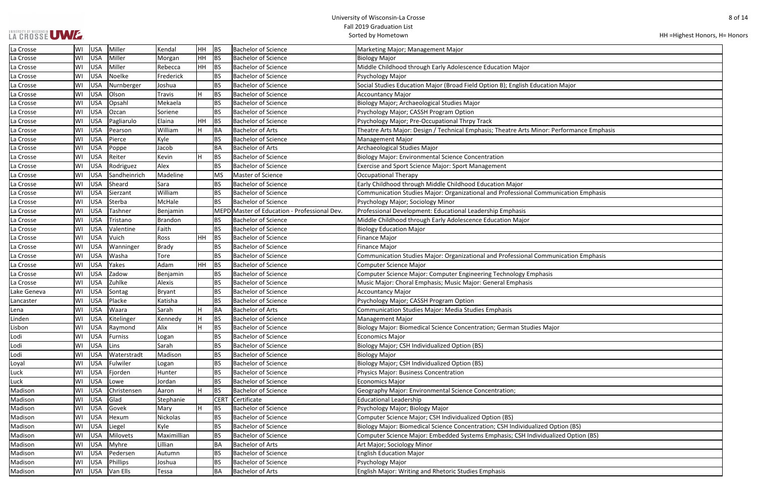| La Crosse | WI | USA | Miller | Kendal | HH | BS | Bachelor of Science | Marketing Major; Management Major |
|---|---|---|---|---|---|---|---|---|
| La Crosse | WI | USA | Miller | Morgan | HH | BS | Bachelor of Science | Biology Major |
| La Crosse | WI | USA | Miller | Rebecca | HH | BS | Bachelor of Science | Middle Childhood through Early Adolescence Education Major |
| La Crosse | WI | USA | Noelke | Frederick | | BS | Bachelor of Science | Psychology Major |
| La Crosse | WI | USA | Nurnberger | Joshua | | BS | Bachelor of Science | Social Studies Education Major (Broad Field Option B); English Education Major |
| La Crosse | WI | USA | Olson | Travis | H | BS | Bachelor of Science | Accountancy Major |
| La Crosse | WI | USA | Opsahl | Mekaela | | BS | Bachelor of Science | Biology Major; Archaeological Studies Major |
| La Crosse | WI | USA | Ozcan | Soriene | | BS | Bachelor of Science | Psychology Major; CASSH Program Option |
| La Crosse | WI | USA | Pagliarulo | Elaina | HH | BS | Bachelor of Science | Psychology Major; Pre-Occupational Thrpy Track |
| La Crosse | WI | USA | Pearson | William | H | BA | Bachelor of Arts | Theatre Arts Major: Design / Technical Emphasis; Theatre Arts Minor: Performance Emphasis |
| La Crosse | WI | USA | Pierce | Kyle | | BS | Bachelor of Science | Management Major |
| La Crosse | WI | USA | Poppe | Jacob | | BA | Bachelor of Arts | Archaeological Studies Major |
| La Crosse | WI | USA | Reiter | Kevin | H | BS | Bachelor of Science | Biology Major: Environmental Science Concentration |
| La Crosse | WI | USA | Rodriguez | Alex | | BS | Bachelor of Science | Exercise and Sport Science Major: Sport Management |
| La Crosse | WI | USA | Sandheinrich | Madeline | | MS | Master of Science | Occupational Therapy |
| La Crosse | WI | USA | Sheard | Sara | | BS | Bachelor of Science | Early Childhood through Middle Childhood Education Major |
| La Crosse | WI | USA | Sierzant | William | | BS | Bachelor of Science | Communication Studies Major: Organizational and Professional Communication Emphasis |
| La Crosse | WI | USA | Sterba | McHale | | BS | Bachelor of Science | Psychology Major; Sociology Minor |
| La Crosse | WI | USA | Tashner | Benjamin | | MEPD | Master of Education - Professional Dev. | Professional Development: Educational Leadership Emphasis |
| La Crosse | WI | USA | Tristano | Brandon | | BS | Bachelor of Science | Middle Childhood through Early Adolescence Education Major |
| La Crosse | WI | USA | Valentine | Faith | | BS | Bachelor of Science | Biology Education Major |
| La Crosse | WI | USA | Vuich | Ross | HH | BS | Bachelor of Science | Finance Major |
| La Crosse | WI | USA | Wanninger | Brady | | BS | Bachelor of Science | Finance Major |
| La Crosse | WI | USA | Washa | Tore | | BS | Bachelor of Science | Communication Studies Major: Organizational and Professional Communication Emphasis |
| La Crosse | WI | USA | Yakes | Adam | HH | BS | Bachelor of Science | Computer Science Major |
| La Crosse | WI | USA | Zadow | Benjamin | | BS | Bachelor of Science | Computer Science Major: Computer Engineering Technology Emphasis |
| La Crosse | WI | USA | Zuhlke | Alexis | | BS | Bachelor of Science | Music Major: Choral Emphasis; Music Major: General Emphasis |
| Lake Geneva | WI | USA | Sontag | Bryant | | BS | Bachelor of Science | Accountancy Major |
| Lancaster | WI | USA | Placke | Katisha | | BS | Bachelor of Science | Psychology Major; CASSH Program Option |
| Lena | WI | USA | Waara | Sarah | H | BA | Bachelor of Arts | Communication Studies Major: Media Studies Emphasis |
| Linden | WI | USA | Kitelinger | Kennedy | H | BS | Bachelor of Science | Management Major |
| Lisbon | WI | USA | Raymond | Alix | H | BS | Bachelor of Science | Biology Major: Biomedical Science Concentration; German Studies Major |
| Lodi | WI | USA | Furniss | Logan | | BS | Bachelor of Science | Economics Major |
| Lodi | WI | USA | Lins | Sarah | | BS | Bachelor of Science | Biology Major; CSH Individualized Option (BS) |
| Lodi | WI | USA | Waterstradt | Madison | | BS | Bachelor of Science | Biology Major |
| Loyal | WI | USA | Fulwiler | Logan | | BS | Bachelor of Science | Biology Major; CSH Individualized Option (BS) |
| Luck | WI | USA | Fjorden | Hunter | | BS | Bachelor of Science | Physics Major: Business Concentration |
| Luck | WI | USA | Lowe | Jordan | | BS | Bachelor of Science | Economics Major |
| Madison | WI | USA | Christensen | Aaron | H | BS | Bachelor of Science | Geography Major: Environmental Science Concentration; |
| Madison | WI | USA | Glad | Stephanie | | CERT | Certificate | Educational Leadership |
| Madison | WI | USA | Govek | Mary | H | BS | Bachelor of Science | Psychology Major; Biology Major |
| Madison | WI | USA | Hexum | Nickolas | | BS | Bachelor of Science | Computer Science Major; CSH Individualized Option (BS) |
| Madison | WI | USA | Liegel | Kyle | | BS | Bachelor of Science | Biology Major: Biomedical Science Concentration; CSH Individualized Option (BS) |
| Madison | WI | USA | Milovets | Maximillian | | BS | Bachelor of Science | Computer Science Major: Embedded Systems Emphasis; CSH Individualized Option (BS) |
| Madison | WI | USA | Myhre | Lillian | | BA | Bachelor of Arts | Art Major; Sociology Minor |
| Madison | WI | USA | Pedersen | Autumn | | BS | Bachelor of Science | English Education Major |
| Madison | WI | USA | Phillips | Joshua | | BS | Bachelor of Science | Psychology Major |
| Madison | WI | USA | Van Ells | Tessa | | BA | Bachelor of Arts | English Major: Writing and Rhetoric Studies Emphasis |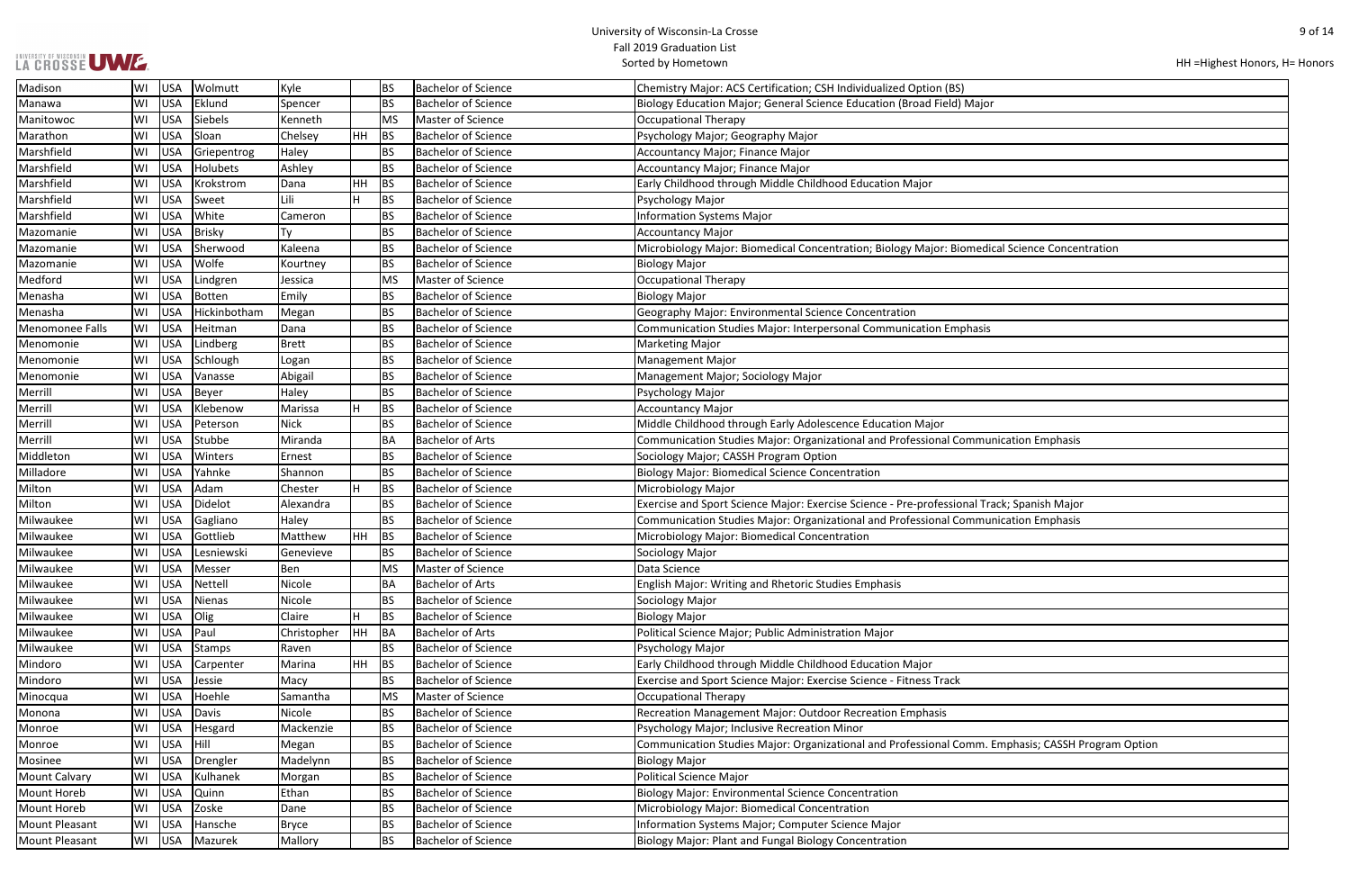University of Wisconsin-La Crosse
Fall 2019 Graduation List
Sorted by Hometown

HH =Highest Honors, H= Honors

| Madison | WI | USA | Wolmutt | Kyle | | BS | Bachelor of Science | Chemistry Major: ACS Certification; CSH Individualized Option (BS) |
|---|---|---|---|---|---|---|---|---|
| Manawa | WI | USA | Eklund | Spencer | | BS | Bachelor of Science | Biology Education Major; General Science Education (Broad Field) Major |
| Manitowoc | WI | USA | Siebels | Kenneth | | MS | Master of Science | Occupational Therapy |
| Marathon | WI | USA | Sloan | Chelsey | HH | BS | Bachelor of Science | Psychology Major; Geography Major |
| Marshfield | WI | USA | Griepentrog | Haley | | BS | Bachelor of Science | Accountancy Major; Finance Major |
| Marshfield | WI | USA | Holubets | Ashley | | BS | Bachelor of Science | Accountancy Major; Finance Major |
| Marshfield | WI | USA | Krokstrom | Dana | HH | BS | Bachelor of Science | Early Childhood through Middle Childhood Education Major |
| Marshfield | WI | USA | Sweet | Lili | H | BS | Bachelor of Science | Psychology Major |
| Marshfield | WI | USA | White | Cameron | | BS | Bachelor of Science | Information Systems Major |
| Mazomanie | WI | USA | Brisky | Ty | | BS | Bachelor of Science | Accountancy Major |
| Mazomanie | WI | USA | Sherwood | Kaleena | | BS | Bachelor of Science | Microbiology Major: Biomedical Concentration; Biology Major: Biomedical Science Concentration |
| Mazomanie | WI | USA | Wolfe | Kourtney | | BS | Bachelor of Science | Biology Major |
| Medford | WI | USA | Lindgren | Jessica | | MS | Master of Science | Occupational Therapy |
| Menasha | WI | USA | Botten | Emily | | BS | Bachelor of Science | Biology Major |
| Menasha | WI | USA | Hickinbotham | Megan | | BS | Bachelor of Science | Geography Major: Environmental Science Concentration |
| Menomonee Falls | WI | USA | Heitman | Dana | | BS | Bachelor of Science | Communication Studies Major: Interpersonal Communication Emphasis |
| Menomonie | WI | USA | Lindberg | Brett | | BS | Bachelor of Science | Marketing Major |
| Menomonie | WI | USA | Schlough | Logan | | BS | Bachelor of Science | Management Major |
| Menomonie | WI | USA | Vanasse | Abigail | | BS | Bachelor of Science | Management Major; Sociology Major |
| Merrill | WI | USA | Beyer | Haley | | BS | Bachelor of Science | Psychology Major |
| Merrill | WI | USA | Klebenow | Marissa | H | BS | Bachelor of Science | Accountancy Major |
| Merrill | WI | USA | Peterson | Nick | | BS | Bachelor of Science | Middle Childhood through Early Adolescence Education Major |
| Merrill | WI | USA | Stubbe | Miranda | | BA | Bachelor of Arts | Communication Studies Major: Organizational and Professional Communication Emphasis |
| Middleton | WI | USA | Winters | Ernest | | BS | Bachelor of Science | Sociology Major; CASSH Program Option |
| Milladore | WI | USA | Yahnke | Shannon | | BS | Bachelor of Science | Biology Major: Biomedical Science Concentration |
| Milton | WI | USA | Adam | Chester | H | BS | Bachelor of Science | Microbiology Major |
| Milton | WI | USA | Didelot | Alexandra | | BS | Bachelor of Science | Exercise and Sport Science Major: Exercise Science - Pre-professional Track; Spanish Major |
| Milwaukee | WI | USA | Gagliano | Haley | | BS | Bachelor of Science | Communication Studies Major: Organizational and Professional Communication Emphasis |
| Milwaukee | WI | USA | Gottlieb | Matthew | HH | BS | Bachelor of Science | Microbiology Major: Biomedical Concentration |
| Milwaukee | WI | USA | Lesniewski | Genevieve | | BS | Bachelor of Science | Sociology Major |
| Milwaukee | WI | USA | Messer | Ben | | MS | Master of Science | Data Science |
| Milwaukee | WI | USA | Nettell | Nicole | | BA | Bachelor of Arts | English Major: Writing and Rhetoric Studies Emphasis |
| Milwaukee | WI | USA | Nienas | Nicole | | BS | Bachelor of Science | Sociology Major |
| Milwaukee | WI | USA | Olig | Claire | H | BS | Bachelor of Science | Biology Major |
| Milwaukee | WI | USA | Paul | Christopher | HH | BA | Bachelor of Arts | Political Science Major; Public Administration Major |
| Milwaukee | WI | USA | Stamps | Raven | | BS | Bachelor of Science | Psychology Major |
| Mindoro | WI | USA | Carpenter | Marina | HH | BS | Bachelor of Science | Early Childhood through Middle Childhood Education Major |
| Mindoro | WI | USA | Jessie | Macy | | BS | Bachelor of Science | Exercise and Sport Science Major: Exercise Science - Fitness Track |
| Minocqua | WI | USA | Hoehle | Samantha | | MS | Master of Science | Occupational Therapy |
| Monona | WI | USA | Davis | Nicole | | BS | Bachelor of Science | Recreation Management Major: Outdoor Recreation Emphasis |
| Monroe | WI | USA | Hesgard | Mackenzie | | BS | Bachelor of Science | Psychology Major; Inclusive Recreation Minor |
| Monroe | WI | USA | Hill | Megan | | BS | Bachelor of Science | Communication Studies Major: Organizational and Professional Comm. Emphasis; CASSH Program Option |
| Mosinee | WI | USA | Drengler | Madelynn | | BS | Bachelor of Science | Biology Major |
| Mount Calvary | WI | USA | Kulhanek | Morgan | | BS | Bachelor of Science | Political Science Major |
| Mount Horeb | WI | USA | Quinn | Ethan | | BS | Bachelor of Science | Biology Major: Environmental Science Concentration |
| Mount Horeb | WI | USA | Zoske | Dane | | BS | Bachelor of Science | Microbiology Major: Biomedical Concentration |
| Mount Pleasant | WI | USA | Hansche | Bryce | | BS | Bachelor of Science | Information Systems Major; Computer Science Major |
| Mount Pleasant | WI | USA | Mazurek | Mallory | | BS | Bachelor of Science | Biology Major: Plant and Fungal Biology Concentration |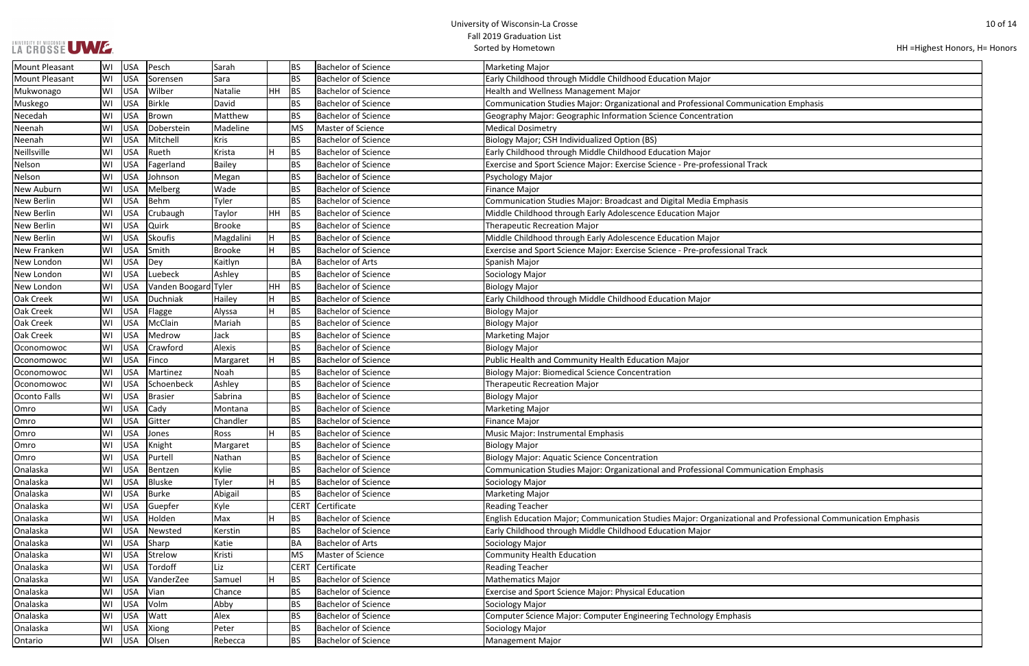HH =Highest Honors, H= Honors

| | | | | | | | | |
|---|---|---|---|---|---|---|---|---|
| Mount Pleasant | WI | USA | Pesch | Sarah | | BS | Bachelor of Science | Marketing Major |
| Mount Pleasant | WI | USA | Sorensen | Sara | | BS | Bachelor of Science | Early Childhood through Middle Childhood Education Major |
| Mukwonago | WI | USA | Wilber | Natalie | HH | BS | Bachelor of Science | Health and Wellness Management Major |
| Muskego | WI | USA | Birkle | David | | BS | Bachelor of Science | Communication Studies Major: Organizational and Professional Communication Emphasis |
| Necedah | WI | USA | Brown | Matthew | | BS | Bachelor of Science | Geography Major: Geographic Information Science Concentration |
| Neenah | WI | USA | Doberstein | Madeline | | MS | Master of Science | Medical Dosimetry |
| Neenah | WI | USA | Mitchell | Kris | | BS | Bachelor of Science | Biology Major; CSH Individualized Option (BS) |
| Neillsville | WI | USA | Rueth | Krista | H | BS | Bachelor of Science | Early Childhood through Middle Childhood Education Major |
| Nelson | WI | USA | Fagerland | Bailey | | BS | Bachelor of Science | Exercise and Sport Science Major: Exercise Science - Pre-professional Track |
| Nelson | WI | USA | Johnson | Megan | | BS | Bachelor of Science | Psychology Major |
| New Auburn | WI | USA | Melberg | Wade | | BS | Bachelor of Science | Finance Major |
| New Berlin | WI | USA | Behm | Tyler | | BS | Bachelor of Science | Communication Studies Major: Broadcast and Digital Media Emphasis |
| New Berlin | WI | USA | Crubaugh | Taylor | HH | BS | Bachelor of Science | Middle Childhood through Early Adolescence Education Major |
| New Berlin | WI | USA | Quirk | Brooke | | BS | Bachelor of Science | Therapeutic Recreation Major |
| New Berlin | WI | USA | Skoufis | Magdalini | H | BS | Bachelor of Science | Middle Childhood through Early Adolescence Education Major |
| New Franken | WI | USA | Smith | Brooke | H | BS | Bachelor of Science | Exercise and Sport Science Major: Exercise Science - Pre-professional Track |
| New London | WI | USA | Dey | Kaitlyn | | BA | Bachelor of Arts | Spanish Major |
| New London | WI | USA | Luebeck | Ashley | | BS | Bachelor of Science | Sociology Major |
| New London | WI | USA | Vanden Boogard | Tyler | HH | BS | Bachelor of Science | Biology Major |
| Oak Creek | WI | USA | Duchniak | Hailey | H | BS | Bachelor of Science | Early Childhood through Middle Childhood Education Major |
| Oak Creek | WI | USA | Flagge | Alyssa | H | BS | Bachelor of Science | Biology Major |
| Oak Creek | WI | USA | McClain | Mariah | | BS | Bachelor of Science | Biology Major |
| Oak Creek | WI | USA | Medrow | Jack | | BS | Bachelor of Science | Marketing Major |
| Oconomowoc | WI | USA | Crawford | Alexis | | BS | Bachelor of Science | Biology Major |
| Oconomowoc | WI | USA | Finco | Margaret | H | BS | Bachelor of Science | Public Health and Community Health Education Major |
| Oconomowoc | WI | USA | Martinez | Noah | | BS | Bachelor of Science | Biology Major: Biomedical Science Concentration |
| Oconomowoc | WI | USA | Schoenbeck | Ashley | | BS | Bachelor of Science | Therapeutic Recreation Major |
| Oconto Falls | WI | USA | Brasier | Sabrina | | BS | Bachelor of Science | Biology Major |
| Omro | WI | USA | Cady | Montana | | BS | Bachelor of Science | Marketing Major |
| Omro | WI | USA | Gitter | Chandler | | BS | Bachelor of Science | Finance Major |
| Omro | WI | USA | Jones | Ross | H | BS | Bachelor of Science | Music Major: Instrumental Emphasis |
| Omro | WI | USA | Knight | Margaret | | BS | Bachelor of Science | Biology Major |
| Omro | WI | USA | Purtell | Nathan | | BS | Bachelor of Science | Biology Major: Aquatic Science Concentration |
| Onalaska | WI | USA | Bentzen | Kylie | | BS | Bachelor of Science | Communication Studies Major: Organizational and Professional Communication Emphasis |
| Onalaska | WI | USA | Bluske | Tyler | H | BS | Bachelor of Science | Sociology Major |
| Onalaska | WI | USA | Burke | Abigail | | BS | Bachelor of Science | Marketing Major |
| Onalaska | WI | USA | Guepfer | Kyle | | CERT | Certificate | Reading Teacher |
| Onalaska | WI | USA | Holden | Max | H | BS | Bachelor of Science | English Education Major; Communication Studies Major: Organizational and Professional Communication Emphasis |
| Onalaska | WI | USA | Newsted | Kerstin | | BS | Bachelor of Science | Early Childhood through Middle Childhood Education Major |
| Onalaska | WI | USA | Sharp | Katie | | BA | Bachelor of Arts | Sociology Major |
| Onalaska | WI | USA | Strelow | Kristi | | MS | Master of Science | Community Health Education |
| Onalaska | WI | USA | Tordoff | Liz | | CERT | Certificate | Reading Teacher |
| Onalaska | WI | USA | VanderZee | Samuel | H | BS | Bachelor of Science | Mathematics Major |
| Onalaska | WI | USA | Vian | Chance | | BS | Bachelor of Science | Exercise and Sport Science Major: Physical Education |
| Onalaska | WI | USA | Volm | Abby | | BS | Bachelor of Science | Sociology Major |
| Onalaska | WI | USA | Watt | Alex | | BS | Bachelor of Science | Computer Science Major: Computer Engineering Technology Emphasis |
| Onalaska | WI | USA | Xiong | Peter | | BS | Bachelor of Science | Sociology Major |
| Ontario | WI | USA | Olsen | Rebecca | | BS | Bachelor of Science | Management Major |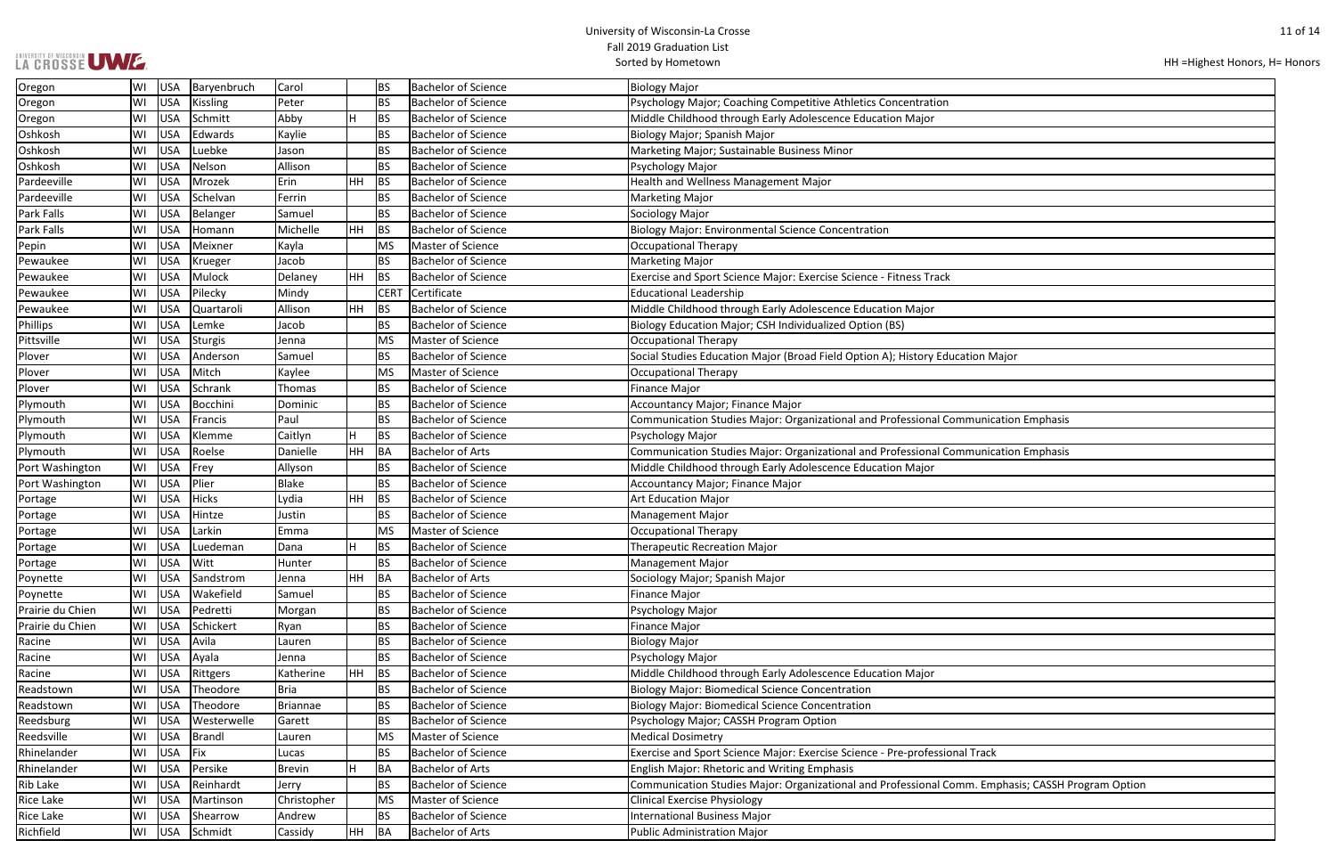HH =Highest Honors, H= Honors

| | | | | | | | | |
|---|---|---|---|---|---|---|---|---|
| Oregon | WI | USA | Baryenbruch | Carol | | BS | Bachelor of Science | Biology Major |
| Oregon | WI | USA | Kissling | Peter | | BS | Bachelor of Science | Psychology Major; Coaching Competitive Athletics Concentration |
| Oregon | WI | USA | Schmitt | Abby | H | BS | Bachelor of Science | Middle Childhood through Early Adolescence Education Major |
| Oshkosh | WI | USA | Edwards | Kaylie | | BS | Bachelor of Science | Biology Major; Spanish Major |
| Oshkosh | WI | USA | Luebke | Jason | | BS | Bachelor of Science | Marketing Major; Sustainable Business Minor |
| Oshkosh | WI | USA | Nelson | Allison | | BS | Bachelor of Science | Psychology Major |
| Pardeeville | WI | USA | Mrozek | Erin | HH | BS | Bachelor of Science | Health and Wellness Management Major |
| Pardeeville | WI | USA | Schelvan | Ferrin | | BS | Bachelor of Science | Marketing Major |
| Park Falls | WI | USA | Belanger | Samuel | | BS | Bachelor of Science | Sociology Major |
| Park Falls | WI | USA | Homann | Michelle | HH | BS | Bachelor of Science | Biology Major: Environmental Science Concentration |
| Pepin | WI | USA | Meixner | Kayla | | MS | Master of Science | Occupational Therapy |
| Pewaukee | WI | USA | Krueger | Jacob | | BS | Bachelor of Science | Marketing Major |
| Pewaukee | WI | USA | Mulock | Delaney | HH | BS | Bachelor of Science | Exercise and Sport Science Major: Exercise Science - Fitness Track |
| Pewaukee | WI | USA | Pilecky | Mindy | | CERT | Certificate | Educational Leadership |
| Pewaukee | WI | USA | Quartaroli | Allison | HH | BS | Bachelor of Science | Middle Childhood through Early Adolescence Education Major |
| Phillips | WI | USA | Lemke | Jacob | | BS | Bachelor of Science | Biology Education Major; CSH Individualized Option (BS) |
| Pittsville | WI | USA | Sturgis | Jenna | | MS | Master of Science | Occupational Therapy |
| Plover | WI | USA | Anderson | Samuel | | BS | Bachelor of Science | Social Studies Education Major (Broad Field Option A); History Education Major |
| Plover | WI | USA | Mitch | Kaylee | | MS | Master of Science | Occupational Therapy |
| Plover | WI | USA | Schrank | Thomas | | BS | Bachelor of Science | Finance Major |
| Plymouth | WI | USA | Bocchini | Dominic | | BS | Bachelor of Science | Accountancy Major; Finance Major |
| Plymouth | WI | USA | Francis | Paul | | BS | Bachelor of Science | Communication Studies Major: Organizational and Professional Communication Emphasis |
| Plymouth | WI | USA | Klemme | Caitlyn | H | BS | Bachelor of Science | Psychology Major |
| Plymouth | WI | USA | Roelse | Danielle | HH | BA | Bachelor of Arts | Communication Studies Major: Organizational and Professional Communication Emphasis |
| Port Washington | WI | USA | Frey | Allyson | | BS | Bachelor of Science | Middle Childhood through Early Adolescence Education Major |
| Port Washington | WI | USA | Plier | Blake | | BS | Bachelor of Science | Accountancy Major; Finance Major |
| Portage | WI | USA | Hicks | Lydia | HH | BS | Bachelor of Science | Art Education Major |
| Portage | WI | USA | Hintze | Justin | | BS | Bachelor of Science | Management Major |
| Portage | WI | USA | Larkin | Emma | | MS | Master of Science | Occupational Therapy |
| Portage | WI | USA | Luedeman | Dana | H | BS | Bachelor of Science | Therapeutic Recreation Major |
| Portage | WI | USA | Witt | Hunter | | BS | Bachelor of Science | Management Major |
| Poynette | WI | USA | Sandstrom | Jenna | HH | BA | Bachelor of Arts | Sociology Major; Spanish Major |
| Poynette | WI | USA | Wakefield | Samuel | | BS | Bachelor of Science | Finance Major |
| Prairie du Chien | WI | USA | Pedretti | Morgan | | BS | Bachelor of Science | Psychology Major |
| Prairie du Chien | WI | USA | Schickert | Ryan | | BS | Bachelor of Science | Finance Major |
| Racine | WI | USA | Avila | Lauren | | BS | Bachelor of Science | Biology Major |
| Racine | WI | USA | Ayala | Jenna | | BS | Bachelor of Science | Psychology Major |
| Racine | WI | USA | Rittgers | Katherine | HH | BS | Bachelor of Science | Middle Childhood through Early Adolescence Education Major |
| Readstown | WI | USA | Theodore | Bria | | BS | Bachelor of Science | Biology Major: Biomedical Science Concentration |
| Readstown | WI | USA | Theodore | Briannae | | BS | Bachelor of Science | Biology Major: Biomedical Science Concentration |
| Reedsburg | WI | USA | Westerwelle | Garett | | BS | Bachelor of Science | Psychology Major; CASSH Program Option |
| Reedsville | WI | USA | Brandl | Lauren | | MS | Master of Science | Medical Dosimetry |
| Rhinelander | WI | USA | Fix | Lucas | | BS | Bachelor of Science | Exercise and Sport Science Major: Exercise Science - Pre-professional Track |
| Rhinelander | WI | USA | Persike | Brevin | H | BA | Bachelor of Arts | English Major: Rhetoric and Writing Emphasis |
| Rib Lake | WI | USA | Reinhardt | Jerry | | BS | Bachelor of Science | Communication Studies Major: Organizational and Professional Comm. Emphasis; CASSH Program Option |
| Rice Lake | WI | USA | Martinson | Christopher | | MS | Master of Science | Clinical Exercise Physiology |
| Rice Lake | WI | USA | Shearrow | Andrew | | BS | Bachelor of Science | International Business Major |
| Richfield | WI | USA | Schmidt | Cassidy | HH | BA | Bachelor of Arts | Public Administration Major |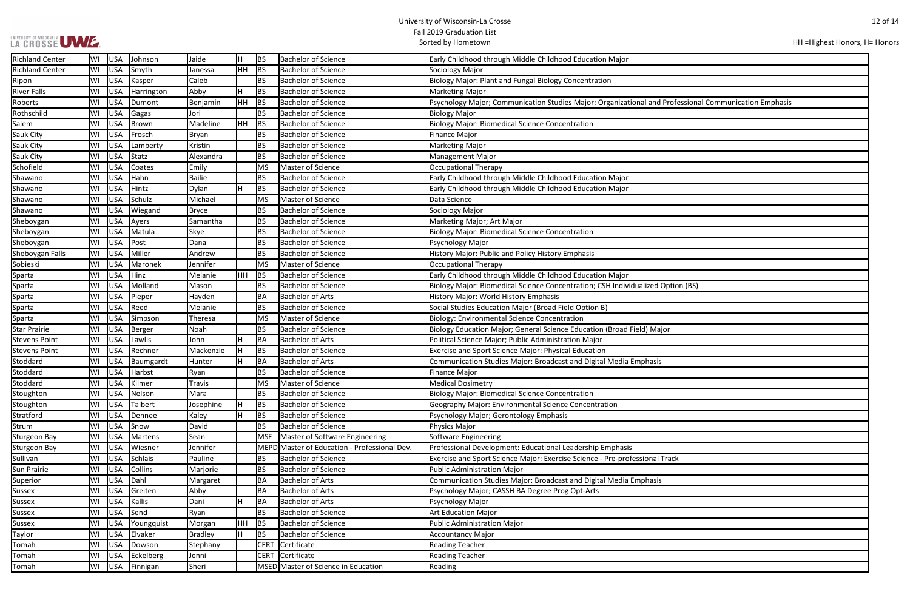| Richland Center | WI | USA | Johnson | Jaide | H | BS | Bachelor of Science | Early Childhood through Middle Childhood Education Major |
|---|---|---|---|---|---|---|---|---|
| Richland Center | WI | USA | Smyth | Janessa | HH | BS | Bachelor of Science | Sociology Major |
| Ripon | WI | USA | Kasper | Caleb | | BS | Bachelor of Science | Biology Major: Plant and Fungal Biology Concentration |
| River Falls | WI | USA | Harrington | Abby | H | BS | Bachelor of Science | Marketing Major |
| Roberts | WI | USA | Dumont | Benjamin | HH | BS | Bachelor of Science | Psychology Major; Communication Studies Major: Organizational and Professional Communication Emphasis |
| Rothschild | WI | USA | Gagas | Jori | | BS | Bachelor of Science | Biology Major |
| Salem | WI | USA | Brown | Madeline | HH | BS | Bachelor of Science | Biology Major: Biomedical Science Concentration |
| Sauk City | WI | USA | Frosch | Bryan | | BS | Bachelor of Science | Finance Major |
| Sauk City | WI | USA | Lamberty | Kristin | | BS | Bachelor of Science | Marketing Major |
| Sauk City | WI | USA | Statz | Alexandra | | BS | Bachelor of Science | Management Major |
| Schofield | WI | USA | Coates | Emily | | MS | Master of Science | Occupational Therapy |
| Shawano | WI | USA | Hahn | Bailie | | BS | Bachelor of Science | Early Childhood through Middle Childhood Education Major |
| Shawano | WI | USA | Hintz | Dylan | H | BS | Bachelor of Science | Early Childhood through Middle Childhood Education Major |
| Shawano | WI | USA | Schulz | Michael | | MS | Master of Science | Data Science |
| Shawano | WI | USA | Wiegand | Bryce | | BS | Bachelor of Science | Sociology Major |
| Sheboygan | WI | USA | Ayers | Samantha | | BS | Bachelor of Science | Marketing Major; Art Major |
| Sheboygan | WI | USA | Matula | Skye | | BS | Bachelor of Science | Biology Major: Biomedical Science Concentration |
| Sheboygan | WI | USA | Post | Dana | | BS | Bachelor of Science | Psychology Major |
| Sheboygan Falls | WI | USA | Miller | Andrew | | BS | Bachelor of Science | History Major: Public and Policy History Emphasis |
| Sobieski | WI | USA | Maronek | Jennifer | | MS | Master of Science | Occupational Therapy |
| Sparta | WI | USA | Hinz | Melanie | HH | BS | Bachelor of Science | Early Childhood through Middle Childhood Education Major |
| Sparta | WI | USA | Molland | Mason | | BS | Bachelor of Science | Biology Major: Biomedical Science Concentration; CSH Individualized Option (BS) |
| Sparta | WI | USA | Pieper | Hayden | | BA | Bachelor of Arts | History Major: World History Emphasis |
| Sparta | WI | USA | Reed | Melanie | | BS | Bachelor of Science | Social Studies Education Major (Broad Field Option B) |
| Sparta | WI | USA | Simpson | Theresa | | MS | Master of Science | Biology: Environmental Science Concentration |
| Star Prairie | WI | USA | Berger | Noah | | BS | Bachelor of Science | Biology Education Major; General Science Education (Broad Field) Major |
| Stevens Point | WI | USA | Lawlis | John | H | BA | Bachelor of Arts | Political Science Major; Public Administration Major |
| Stevens Point | WI | USA | Rechner | Mackenzie | H | BS | Bachelor of Science | Exercise and Sport Science Major: Physical Education |
| Stoddard | WI | USA | Baumgardt | Hunter | H | BA | Bachelor of Arts | Communication Studies Major: Broadcast and Digital Media Emphasis |
| Stoddard | WI | USA | Harbst | Ryan | | BS | Bachelor of Science | Finance Major |
| Stoddard | WI | USA | Kilmer | Travis | | MS | Master of Science | Medical Dosimetry |
| Stoughton | WI | USA | Nelson | Mara | | BS | Bachelor of Science | Biology Major: Biomedical Science Concentration |
| Stoughton | WI | USA | Talbert | Josephine | H | BS | Bachelor of Science | Geography Major: Environmental Science Concentration |
| Stratford | WI | USA | Dennee | Kaley | H | BS | Bachelor of Science | Psychology Major; Gerontology Emphasis |
| Strum | WI | USA | Snow | David | | BS | Bachelor of Science | Physics Major |
| Sturgeon Bay | WI | USA | Martens | Sean | | MSE | Master of Software Engineering | Software Engineering |
| Sturgeon Bay | WI | USA | Wiesner | Jennifer | | MEPD | Master of Education - Professional Dev. | Professional Development: Educational Leadership Emphasis |
| Sullivan | WI | USA | Schlais | Pauline | | BS | Bachelor of Science | Exercise and Sport Science Major: Exercise Science - Pre-professional Track |
| Sun Prairie | WI | USA | Collins | Marjorie | | BS | Bachelor of Science | Public Administration Major |
| Superior | WI | USA | Dahl | Margaret | | BA | Bachelor of Arts | Communication Studies Major: Broadcast and Digital Media Emphasis |
| Sussex | WI | USA | Greiten | Abby | | BA | Bachelor of Arts | Psychology Major; CASSH BA Degree Prog Opt-Arts |
| Sussex | WI | USA | Kallis | Dani | H | BA | Bachelor of Arts | Psychology Major |
| Sussex | WI | USA | Send | Ryan | | BS | Bachelor of Science | Art Education Major |
| Sussex | WI | USA | Youngquist | Morgan | HH | BS | Bachelor of Science | Public Administration Major |
| Taylor | WI | USA | Elvaker | Bradley | H | BS | Bachelor of Science | Accountancy Major |
| Tomah | WI | USA | Dowson | Stephany | | CERT | Certificate | Reading Teacher |
| Tomah | WI | USA | Eckelberg | Jenni | | CERT | Certificate | Reading Teacher |
| Tomah | WI | USA | Finnigan | Sheri | | MSED | Master of Science in Education | Reading |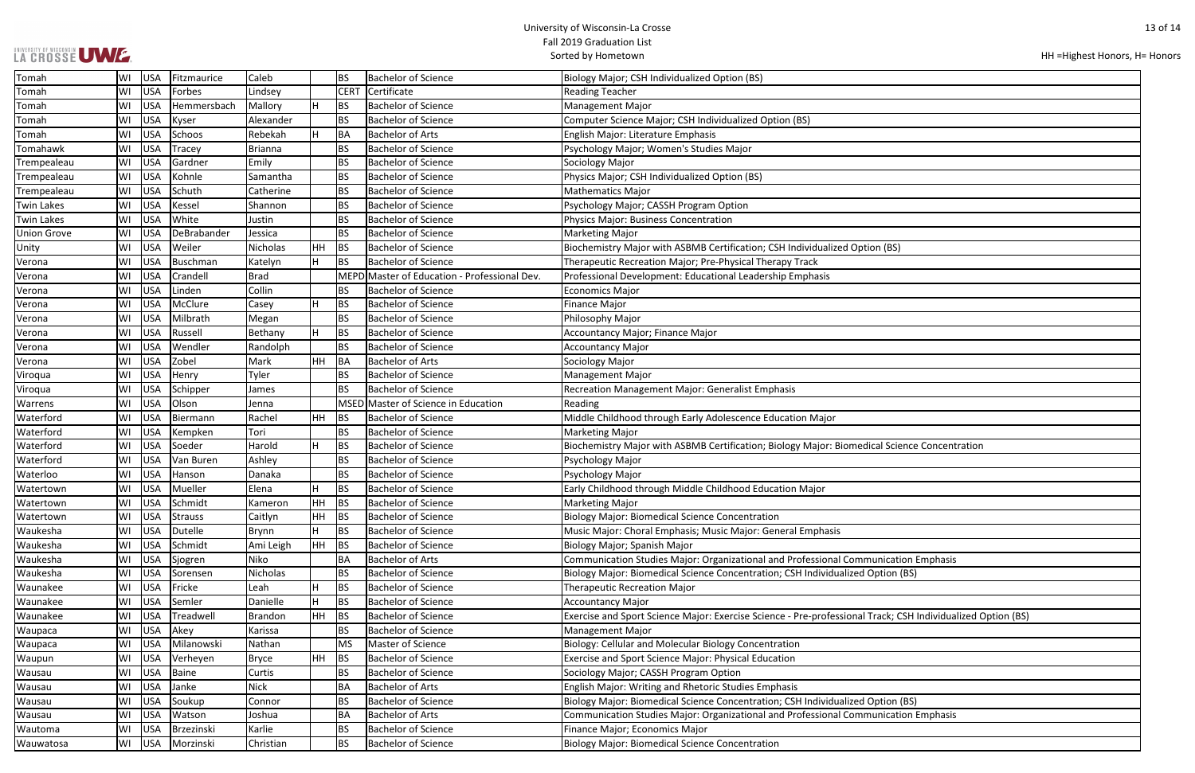University of Wisconsin-La Crosse
Fall 2019 Graduation List
Sorted by Hometown

HH =Highest Honors, H= Honors

| | | | | | | | | |
|---|---|---|---|---|---|---|---|---|
| Tomah | WI | USA | Fitzmaurice | Caleb | | BS | Bachelor of Science | Biology Major; CSH Individualized Option (BS) |
| Tomah | WI | USA | Forbes | Lindsey | | CERT | Certificate | Reading Teacher |
| Tomah | WI | USA | Hemmersbach | Mallory | H | BS | Bachelor of Science | Management Major |
| Tomah | WI | USA | Kyser | Alexander | | BS | Bachelor of Science | Computer Science Major; CSH Individualized Option (BS) |
| Tomah | WI | USA | Schoos | Rebekah | H | BA | Bachelor of Arts | English Major: Literature Emphasis |
| Tomahawk | WI | USA | Tracey | Brianna | | BS | Bachelor of Science | Psychology Major; Women's Studies Major |
| Trempealeau | WI | USA | Gardner | Emily | | BS | Bachelor of Science | Sociology Major |
| Trempealeau | WI | USA | Kohnle | Samantha | | BS | Bachelor of Science | Physics Major; CSH Individualized Option (BS) |
| Trempealeau | WI | USA | Schuth | Catherine | | BS | Bachelor of Science | Mathematics Major |
| Twin Lakes | WI | USA | Kessel | Shannon | | BS | Bachelor of Science | Psychology Major; CASSH Program Option |
| Twin Lakes | WI | USA | White | Justin | | BS | Bachelor of Science | Physics Major: Business Concentration |
| Union Grove | WI | USA | DeBrabander | Jessica | | BS | Bachelor of Science | Marketing Major |
| Unity | WI | USA | Weiler | Nicholas | HH | BS | Bachelor of Science | Biochemistry Major with ASBMB Certification; CSH Individualized Option (BS) |
| Verona | WI | USA | Buschman | Katelyn | H | BS | Bachelor of Science | Therapeutic Recreation Major; Pre-Physical Therapy Track |
| Verona | WI | USA | Crandell | Brad | | MEPD | Master of Education - Professional Dev. | Professional Development: Educational Leadership Emphasis |
| Verona | WI | USA | Linden | Collin | | BS | Bachelor of Science | Economics Major |
| Verona | WI | USA | McClure | Casey | H | BS | Bachelor of Science | Finance Major |
| Verona | WI | USA | Milbrath | Megan | | BS | Bachelor of Science | Philosophy Major |
| Verona | WI | USA | Russell | Bethany | H | BS | Bachelor of Science | Accountancy Major; Finance Major |
| Verona | WI | USA | Wendler | Randolph | | BS | Bachelor of Science | Accountancy Major |
| Verona | WI | USA | Zobel | Mark | HH | BA | Bachelor of Arts | Sociology Major |
| Viroqua | WI | USA | Henry | Tyler | | BS | Bachelor of Science | Management Major |
| Viroqua | WI | USA | Schipper | James | | BS | Bachelor of Science | Recreation Management Major: Generalist Emphasis |
| Warrens | WI | USA | Olson | Jenna | | MSED | Master of Science in Education | Reading |
| Waterford | WI | USA | Biermann | Rachel | HH | BS | Bachelor of Science | Middle Childhood through Early Adolescence Education Major |
| Waterford | WI | USA | Kempken | Tori | | BS | Bachelor of Science | Marketing Major |
| Waterford | WI | USA | Soeder | Harold | H | BS | Bachelor of Science | Biochemistry Major with ASBMB Certification; Biology Major: Biomedical Science Concentration |
| Waterford | WI | USA | Van Buren | Ashley | | BS | Bachelor of Science | Psychology Major |
| Waterloo | WI | USA | Hanson | Danaka | | BS | Bachelor of Science | Psychology Major |
| Watertown | WI | USA | Mueller | Elena | H | BS | Bachelor of Science | Early Childhood through Middle Childhood Education Major |
| Watertown | WI | USA | Schmidt | Kameron | HH | BS | Bachelor of Science | Marketing Major |
| Watertown | WI | USA | Strauss | Caitlyn | HH | BS | Bachelor of Science | Biology Major: Biomedical Science Concentration |
| Waukesha | WI | USA | Dutelle | Brynn | H | BS | Bachelor of Science | Music Major: Choral Emphasis; Music Major: General Emphasis |
| Waukesha | WI | USA | Schmidt | Ami Leigh | HH | BS | Bachelor of Science | Biology Major; Spanish Major |
| Waukesha | WI | USA | Sjogren | Niko | | BA | Bachelor of Arts | Communication Studies Major: Organizational and Professional Communication Emphasis |
| Waukesha | WI | USA | Sorensen | Nicholas | | BS | Bachelor of Science | Biology Major: Biomedical Science Concentration; CSH Individualized Option (BS) |
| Waunakee | WI | USA | Fricke | Leah | H | BS | Bachelor of Science | Therapeutic Recreation Major |
| Waunakee | WI | USA | Semler | Danielle | H | BS | Bachelor of Science | Accountancy Major |
| Waunakee | WI | USA | Treadwell | Brandon | HH | BS | Bachelor of Science | Exercise and Sport Science Major: Exercise Science - Pre-professional Track; CSH Individualized Option (BS) |
| Waupaca | WI | USA | Akey | Karissa | | BS | Bachelor of Science | Management Major |
| Waupaca | WI | USA | Milanowski | Nathan | | MS | Master of Science | Biology: Cellular and Molecular Biology Concentration |
| Waupun | WI | USA | Verheyen | Bryce | HH | BS | Bachelor of Science | Exercise and Sport Science Major: Physical Education |
| Wausau | WI | USA | Baine | Curtis | | BS | Bachelor of Science | Sociology Major; CASSH Program Option |
| Wausau | WI | USA | Janke | Nick | | BA | Bachelor of Arts | English Major: Writing and Rhetoric Studies Emphasis |
| Wausau | WI | USA | Soukup | Connor | | BS | Bachelor of Science | Biology Major: Biomedical Science Concentration; CSH Individualized Option (BS) |
| Wausau | WI | USA | Watson | Joshua | | BA | Bachelor of Arts | Communication Studies Major: Organizational and Professional Communication Emphasis |
| Wautoma | WI | USA | Brzezinski | Karlie | | BS | Bachelor of Science | Finance Major; Economics Major |
| Wauwatosa | WI | USA | Morzinski | Christian | | BS | Bachelor of Science | Biology Major: Biomedical Science Concentration |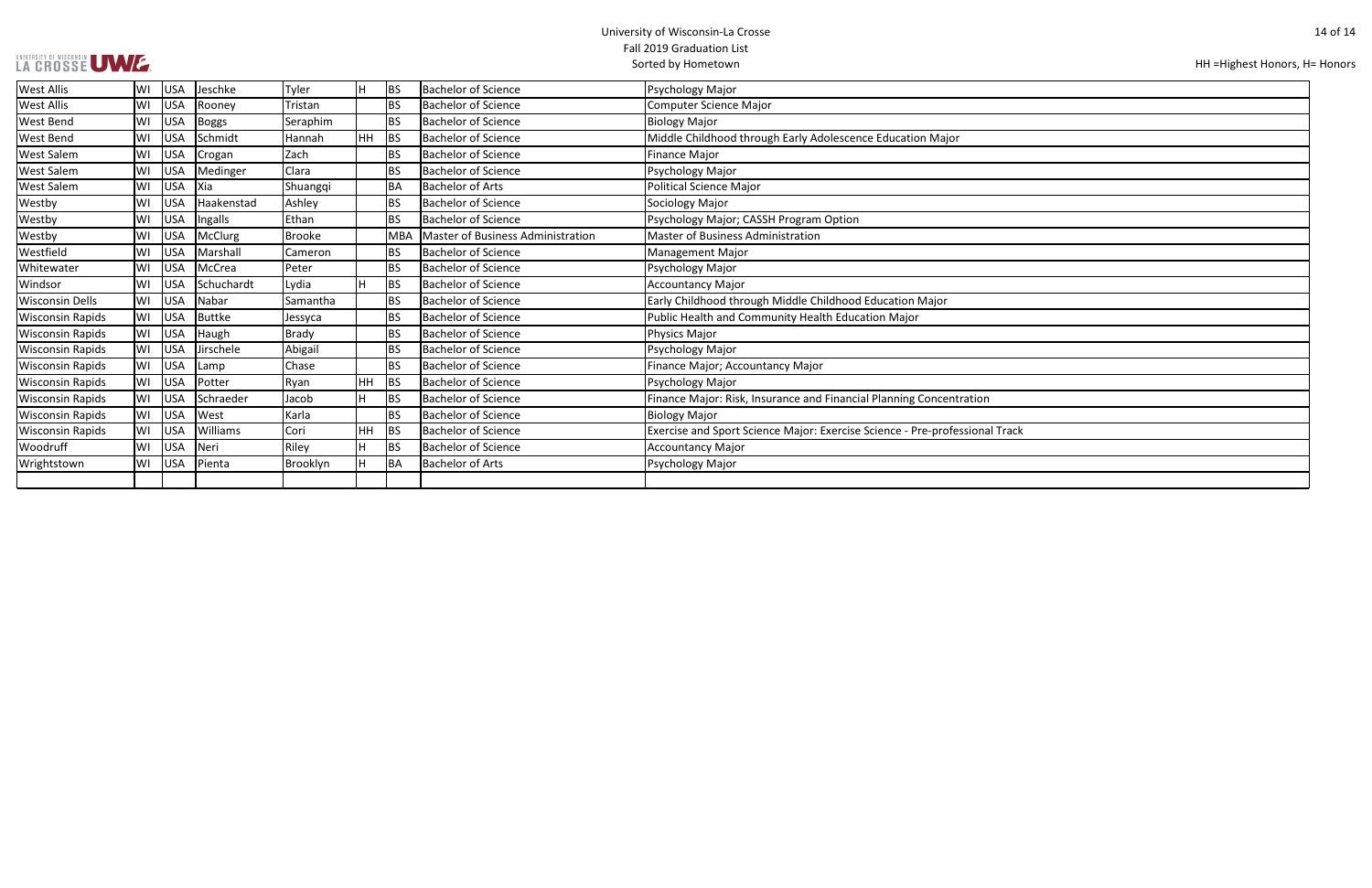# University of Wisconsin-La Crosse
## Fall 2019 Graduation List
Sorted by Hometown

HH =Highest Honors, H= Honors

| | | | | | | | | |
|---|---|---|---|---|---|---|---|---|
| West Allis | WI | USA | Jeschke | Tyler | H | BS | Bachelor of Science | Psychology Major |
| West Allis | WI | USA | Rooney | Tristan | | BS | Bachelor of Science | Computer Science Major |
| West Bend | WI | USA | Boggs | Seraphim | | BS | Bachelor of Science | Biology Major |
| West Bend | WI | USA | Schmidt | Hannah | HH | BS | Bachelor of Science | Middle Childhood through Early Adolescence Education Major |
| West Salem | WI | USA | Crogan | Zach | | BS | Bachelor of Science | Finance Major |
| West Salem | WI | USA | Medinger | Clara | | BS | Bachelor of Science | Psychology Major |
| West Salem | WI | USA | Xia | Shuangqi | | BA | Bachelor of Arts | Political Science Major |
| Westby | WI | USA | Haakenstad | Ashley | | BS | Bachelor of Science | Sociology Major |
| Westby | WI | USA | Ingalls | Ethan | | BS | Bachelor of Science | Psychology Major; CASSH Program Option |
| Westby | WI | USA | McClurg | Brooke | | MBA | Master of Business Administration | Master of Business Administration |
| Westfield | WI | USA | Marshall | Cameron | | BS | Bachelor of Science | Management Major |
| Whitewater | WI | USA | McCrea | Peter | | BS | Bachelor of Science | Psychology Major |
| Windsor | WI | USA | Schuchardt | Lydia | H | BS | Bachelor of Science | Accountancy Major |
| Wisconsin Dells | WI | USA | Nabar | Samantha | | BS | Bachelor of Science | Early Childhood through Middle Childhood Education Major |
| Wisconsin Rapids | WI | USA | Buttke | Jessyca | | BS | Bachelor of Science | Public Health and Community Health Education Major |
| Wisconsin Rapids | WI | USA | Haugh | Brady | | BS | Bachelor of Science | Physics Major |
| Wisconsin Rapids | WI | USA | Jirschele | Abigail | | BS | Bachelor of Science | Psychology Major |
| Wisconsin Rapids | WI | USA | Lamp | Chase | | BS | Bachelor of Science | Finance Major; Accountancy Major |
| Wisconsin Rapids | WI | USA | Potter | Ryan | HH | BS | Bachelor of Science | Psychology Major |
| Wisconsin Rapids | WI | USA | Schraeder | Jacob | H | BS | Bachelor of Science | Finance Major: Risk, Insurance and Financial Planning Concentration |
| Wisconsin Rapids | WI | USA | West | Karla | | BS | Bachelor of Science | Biology Major |
| Wisconsin Rapids | WI | USA | Williams | Cori | HH | BS | Bachelor of Science | Exercise and Sport Science Major: Exercise Science - Pre-professional Track |
| Woodruff | WI | USA | Neri | Riley | H | BS | Bachelor of Science | Accountancy Major |
| Wrightstown | WI | USA | Pienta | Brooklyn | H | BA | Bachelor of Arts | Psychology Major |